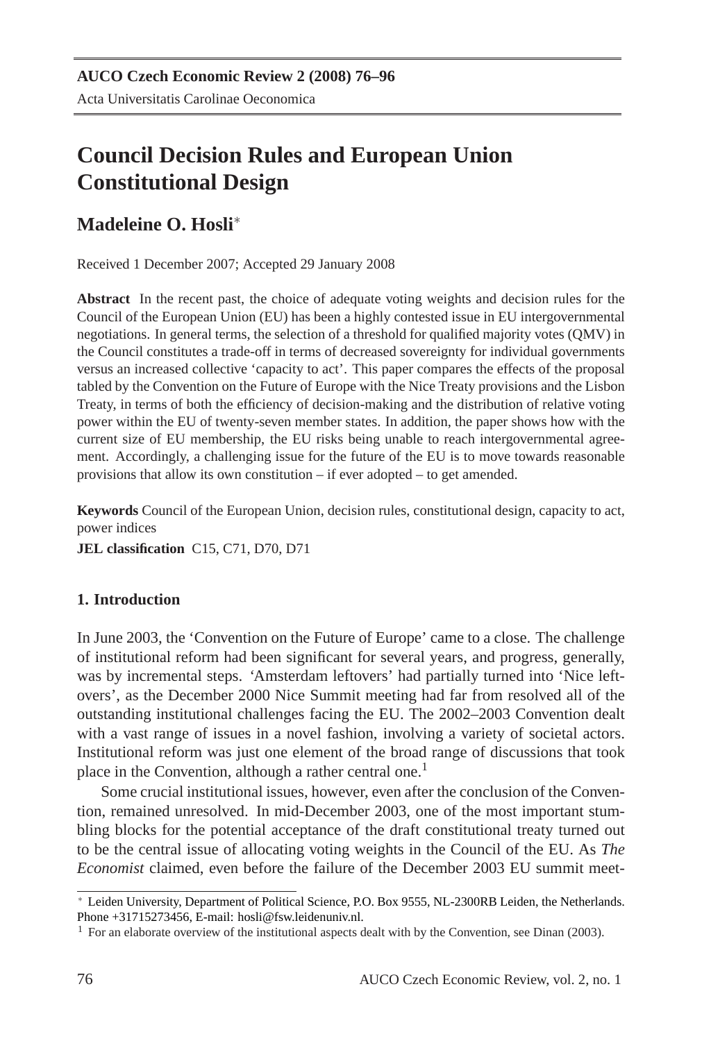# Council Decision Rules and European Union Constitutional Design

## Madeleine O. Hosli*

Received 1 December 2007; Accepted 29 January 2008

**Abstract** In the recent past, the choice of adequate voting weights and decision rules for the Council of the European Union (EU) has been a highly contested issue in EU intergovernmental negotiations. In general terms, the selection of a threshold for qualified majority votes (QMV) in the Council constitutes a trade-off in terms of decreased sovereignty for individual governments versus an increased collective 'capacity to act'. This paper compares the effects of the proposal tabled by the Convention on the Future of Europe with the Nice Treaty provisions and the Lisbon Treaty, in terms of both the efficiency of decision-making and the distribution of relative voting power within the EU of twenty-seven member states. In addition, the paper shows how with the current size of EU membership, the EU risks being unable to reach intergovernmental agreement. Accordingly, a challenging issue for the future of the EU is to move towards reasonable provisions that allow its own constitution – if ever adopted – to get amended.

**Keywords** Council of the European Union, decision rules, constitutional design, capacity to act, power indices

**JEL classification** C15, C71, D70, D71

### 1. Introduction

In June 2003, the 'Convention on the Future of Europe' came to a close. The challenge of institutional reform had been significant for several years, and progress, generally, was by incremental steps. 'Amsterdam leftovers' had partially turned into 'Nice leftovers', as the December 2000 Nice Summit meeting had far from resolved all of the outstanding institutional challenges facing the EU. The 2002–2003 Convention dealt with a vast range of issues in a novel fashion, involving a variety of societal actors. Institutional reform was just one element of the broad range of discussions that took place in the Convention, although a rather central one.[1]

Some crucial institutional issues, however, even after the conclusion of the Convention, remained unresolved. In mid-December 2003, one of the most important stumbling blocks for the potential acceptance of the draft constitutional treaty turned out to be the central issue of allocating voting weights in the Council of the EU. As *The Economist* claimed, even before the failure of the December 2003 EU summit meet-

---

* Leiden University, Department of Political Science, P.O. Box 9555, NL-2300RB Leiden, the Netherlands. Phone +31715273456, E-mail: hosli@fsw.leidenuniv.nl.

[1] For an elaborate overview of the institutional aspects dealt with by the Convention, see Dinan (2003).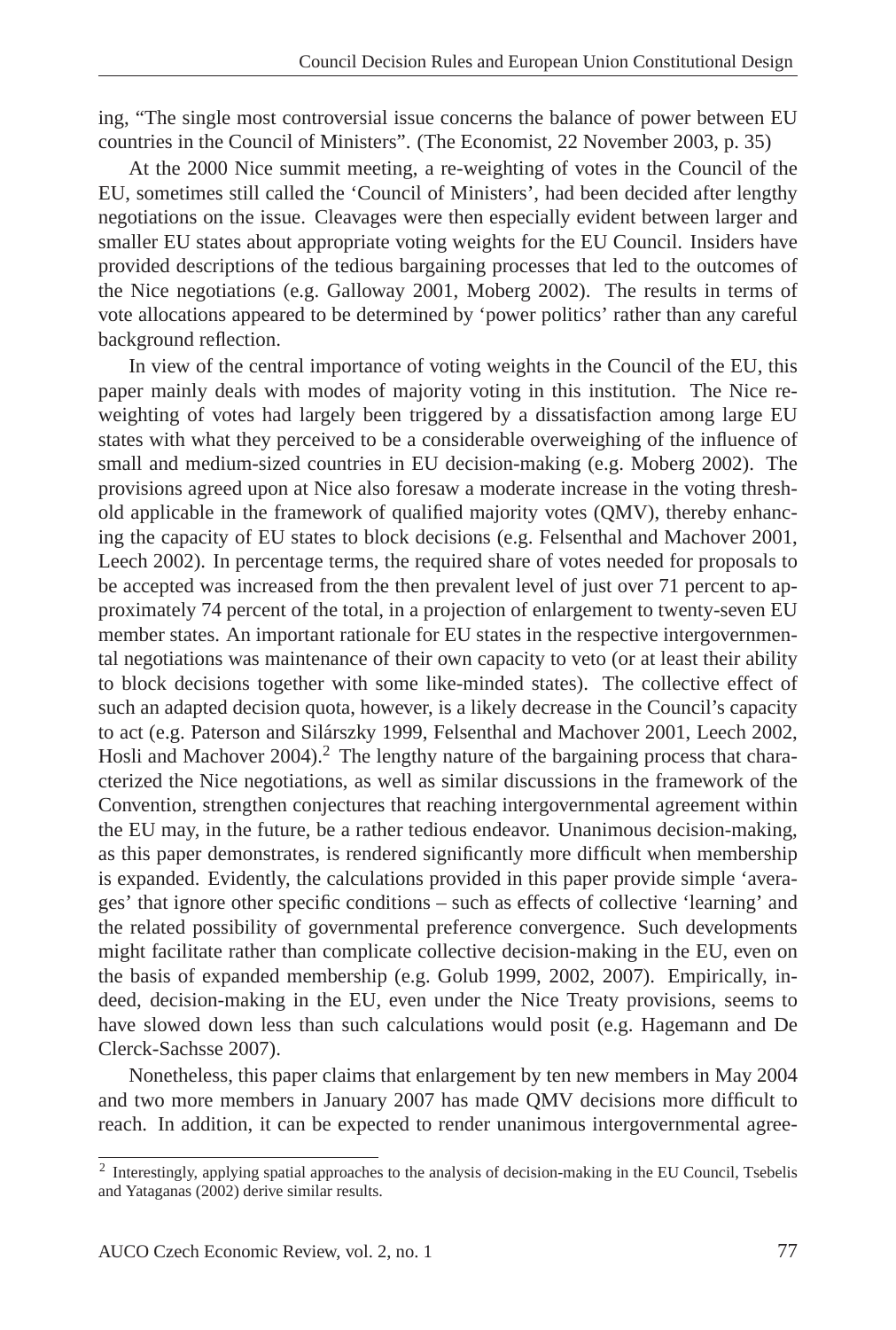ing, “The single most controversial issue concerns the balance of power between EU countries in the Council of Ministers”. (The Economist, 22 November 2003, p. 35)

At the 2000 Nice summit meeting, a re-weighting of votes in the Council of the EU, sometimes still called the ‘Council of Ministers’, had been decided after lengthy negotiations on the issue. Cleavages were then especially evident between larger and smaller EU states about appropriate voting weights for the EU Council. Insiders have provided descriptions of the tedious bargaining processes that led to the outcomes of the Nice negotiations (e.g. Galloway 2001, Moberg 2002). The results in terms of vote allocations appeared to be determined by ‘power politics’ rather than any careful background reflection.

In view of the central importance of voting weights in the Council of the EU, this paper mainly deals with modes of majority voting in this institution. The Nice re-weighting of votes had largely been triggered by a dissatisfaction among large EU states with what they perceived to be a considerable overweighing of the influence of small and medium-sized countries in EU decision-making (e.g. Moberg 2002). The provisions agreed upon at Nice also foresaw a moderate increase in the voting threshold applicable in the framework of qualified majority votes (QMV), thereby enhancing the capacity of EU states to block decisions (e.g. Felsenthal and Machover 2001, Leech 2002). In percentage terms, the required share of votes needed for proposals to be accepted was increased from the then prevalent level of just over 71 percent to approximately 74 percent of the total, in a projection of enlargement to twenty-seven EU member states. An important rationale for EU states in the respective intergovernmental negotiations was maintenance of their own capacity to veto (or at least their ability to block decisions together with some like-minded states). The collective effect of such an adapted decision quota, however, is a likely decrease in the Council’s capacity to act (e.g. Paterson and Silárszky 1999, Felsenthal and Machover 2001, Leech 2002, Hosli and Machover 2004).[2] The lengthy nature of the bargaining process that characterized the Nice negotiations, as well as similar discussions in the framework of the Convention, strengthen conjectures that reaching intergovernmental agreement within the EU may, in the future, be a rather tedious endeavor. Unanimous decision-making, as this paper demonstrates, is rendered significantly more difficult when membership is expanded. Evidently, the calculations provided in this paper provide simple ‘averages’ that ignore other specific conditions – such as effects of collective ‘learning’ and the related possibility of governmental preference convergence. Such developments might facilitate rather than complicate collective decision-making in the EU, even on the basis of expanded membership (e.g. Golub 1999, 2002, 2007). Empirically, indeed, decision-making in the EU, even under the Nice Treaty provisions, seems to have slowed down less than such calculations would posit (e.g. Hagemann and De Clerck-Sachsse 2007).

Nonetheless, this paper claims that enlargement by ten new members in May 2004 and two more members in January 2007 has made QMV decisions more difficult to reach. In addition, it can be expected to render unanimous intergovernmental agree-

[2] Interestingly, applying spatial approaches to the analysis of decision-making in the EU Council, Tsebelis and Yataganas (2002) derive similar results.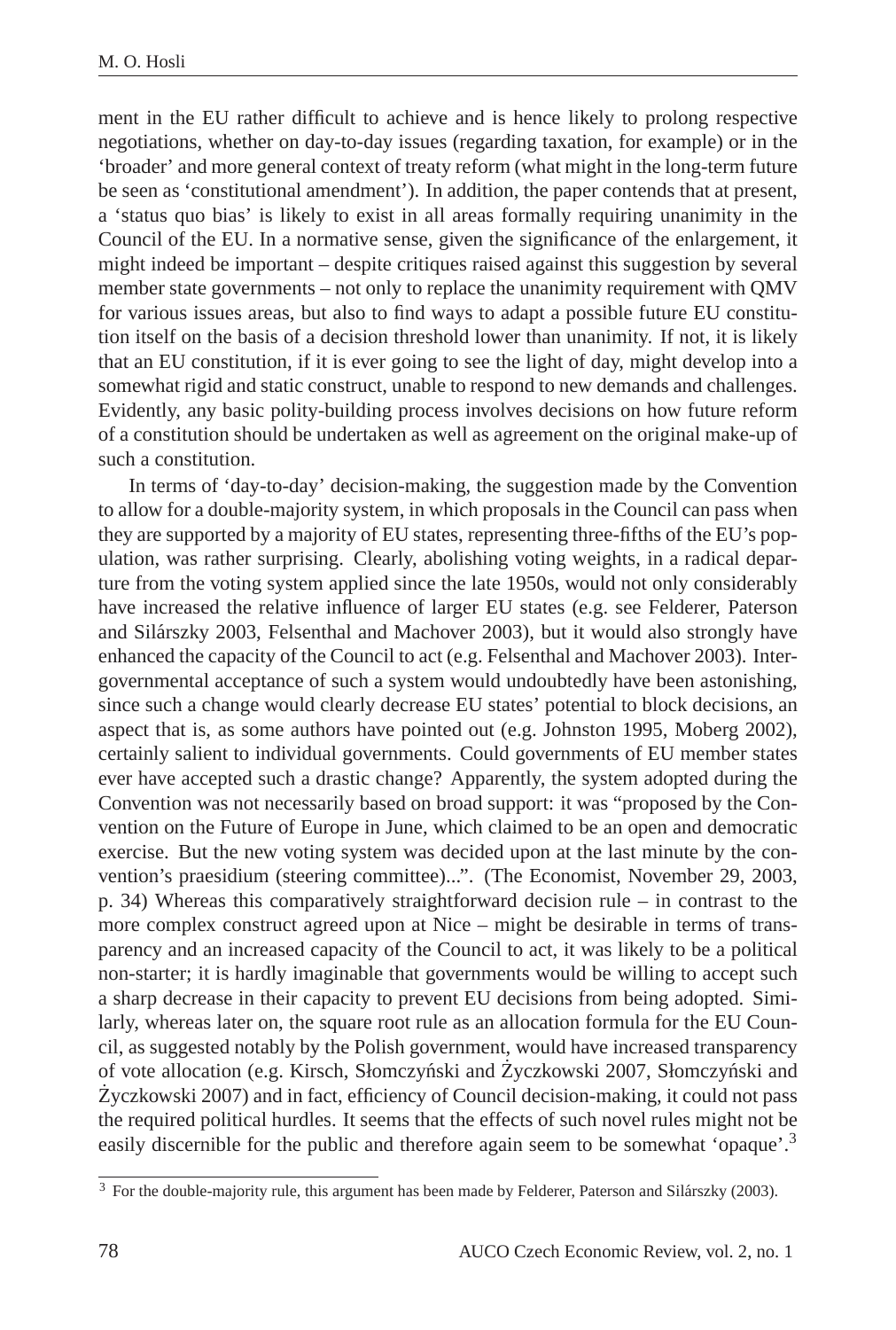ment in the EU rather difficult to achieve and is hence likely to prolong respective negotiations, whether on day-to-day issues (regarding taxation, for example) or in the 'broader' and more general context of treaty reform (what might in the long-term future be seen as 'constitutional amendment'). In addition, the paper contends that at present, a 'status quo bias' is likely to exist in all areas formally requiring unanimity in the Council of the EU. In a normative sense, given the significance of the enlargement, it might indeed be important – despite critiques raised against this suggestion by several member state governments – not only to replace the unanimity requirement with QMV for various issues areas, but also to find ways to adapt a possible future EU constitution itself on the basis of a decision threshold lower than unanimity. If not, it is likely that an EU constitution, if it is ever going to see the light of day, might develop into a somewhat rigid and static construct, unable to respond to new demands and challenges. Evidently, any basic polity-building process involves decisions on how future reform of a constitution should be undertaken as well as agreement on the original make-up of such a constitution.

In terms of 'day-to-day' decision-making, the suggestion made by the Convention to allow for a double-majority system, in which proposals in the Council can pass when they are supported by a majority of EU states, representing three-fifths of the EU's population, was rather surprising. Clearly, abolishing voting weights, in a radical departure from the voting system applied since the late 1950s, would not only considerably have increased the relative influence of larger EU states (e.g. see Felderer, Paterson and Silárszky 2003, Felsenthal and Machover 2003), but it would also strongly have enhanced the capacity of the Council to act (e.g. Felsenthal and Machover 2003). Intergovernmental acceptance of such a system would undoubtedly have been astonishing, since such a change would clearly decrease EU states' potential to block decisions, an aspect that is, as some authors have pointed out (e.g. Johnston 1995, Moberg 2002), certainly salient to individual governments. Could governments of EU member states ever have accepted such a drastic change? Apparently, the system adopted during the Convention was not necessarily based on broad support: it was "proposed by the Convention on the Future of Europe in June, which claimed to be an open and democratic exercise. But the new voting system was decided upon at the last minute by the convention's praesidium (steering committee)...". (The Economist, November 29, 2003, p. 34) Whereas this comparatively straightforward decision rule – in contrast to the more complex construct agreed upon at Nice – might be desirable in terms of transparency and an increased capacity of the Council to act, it was likely to be a political non-starter; it is hardly imaginable that governments would be willing to accept such a sharp decrease in their capacity to prevent EU decisions from being adopted. Similarly, whereas later on, the square root rule as an allocation formula for the EU Council, as suggested notably by the Polish government, would have increased transparency of vote allocation (e.g. Kirsch, Słomczyński and Życzkowski 2007, Słomczyński and Życzkowski 2007) and in fact, efficiency of Council decision-making, it could not pass the required political hurdles. It seems that the effects of such novel rules might not be easily discernible for the public and therefore again seem to be somewhat 'opaque'.[3]

[3] For the double-majority rule, this argument has been made by Felderer, Paterson and Silárszky (2003).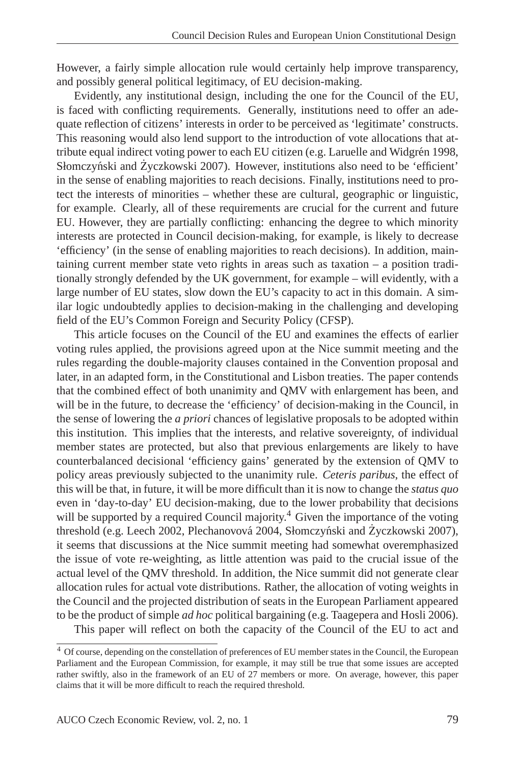However, a fairly simple allocation rule would certainly help improve transparency, and possibly general political legitimacy, of EU decision-making.

Evidently, any institutional design, including the one for the Council of the EU, is faced with conflicting requirements. Generally, institutions need to offer an adequate reflection of citizens' interests in order to be perceived as 'legitimate' constructs. This reasoning would also lend support to the introduction of vote allocations that attribute equal indirect voting power to each EU citizen (e.g. Laruelle and Widgrén 1998, Słomczyński and Życzkowski 2007). However, institutions also need to be 'efficient' in the sense of enabling majorities to reach decisions. Finally, institutions need to protect the interests of minorities – whether these are cultural, geographic or linguistic, for example. Clearly, all of these requirements are crucial for the current and future EU. However, they are partially conflicting: enhancing the degree to which minority interests are protected in Council decision-making, for example, is likely to decrease 'efficiency' (in the sense of enabling majorities to reach decisions). In addition, maintaining current member state veto rights in areas such as taxation – a position traditionally strongly defended by the UK government, for example – will evidently, with a large number of EU states, slow down the EU's capacity to act in this domain. A similar logic undoubtedly applies to decision-making in the challenging and developing field of the EU's Common Foreign and Security Policy (CFSP).

This article focuses on the Council of the EU and examines the effects of earlier voting rules applied, the provisions agreed upon at the Nice summit meeting and the rules regarding the double-majority clauses contained in the Convention proposal and later, in an adapted form, in the Constitutional and Lisbon treaties. The paper contends that the combined effect of both unanimity and QMV with enlargement has been, and will be in the future, to decrease the 'efficiency' of decision-making in the Council, in the sense of lowering the *a priori* chances of legislative proposals to be adopted within this institution. This implies that the interests, and relative sovereignty, of individual member states are protected, but also that previous enlargements are likely to have counterbalanced decisional 'efficiency gains' generated by the extension of QMV to policy areas previously subjected to the unanimity rule. *Ceteris paribus*, the effect of this will be that, in future, it will be more difficult than it is now to change the *status quo* even in 'day-to-day' EU decision-making, due to the lower probability that decisions will be supported by a required Council majority.[4] Given the importance of the voting threshold (e.g. Leech 2002, Plechanovová 2004, Słomczyński and Życzkowski 2007), it seems that discussions at the Nice summit meeting had somewhat overemphasized the issue of vote re-weighting, as little attention was paid to the crucial issue of the actual level of the QMV threshold. In addition, the Nice summit did not generate clear allocation rules for actual vote distributions. Rather, the allocation of voting weights in the Council and the projected distribution of seats in the European Parliament appeared to be the product of simple *ad hoc* political bargaining (e.g. Taagepera and Hosli 2006).

This paper will reflect on both the capacity of the Council of the EU to act and

[4] Of course, depending on the constellation of preferences of EU member states in the Council, the European Parliament and the European Commission, for example, it may still be true that some issues are accepted rather swiftly, also in the framework of an EU of 27 members or more. On average, however, this paper claims that it will be more difficult to reach the required threshold.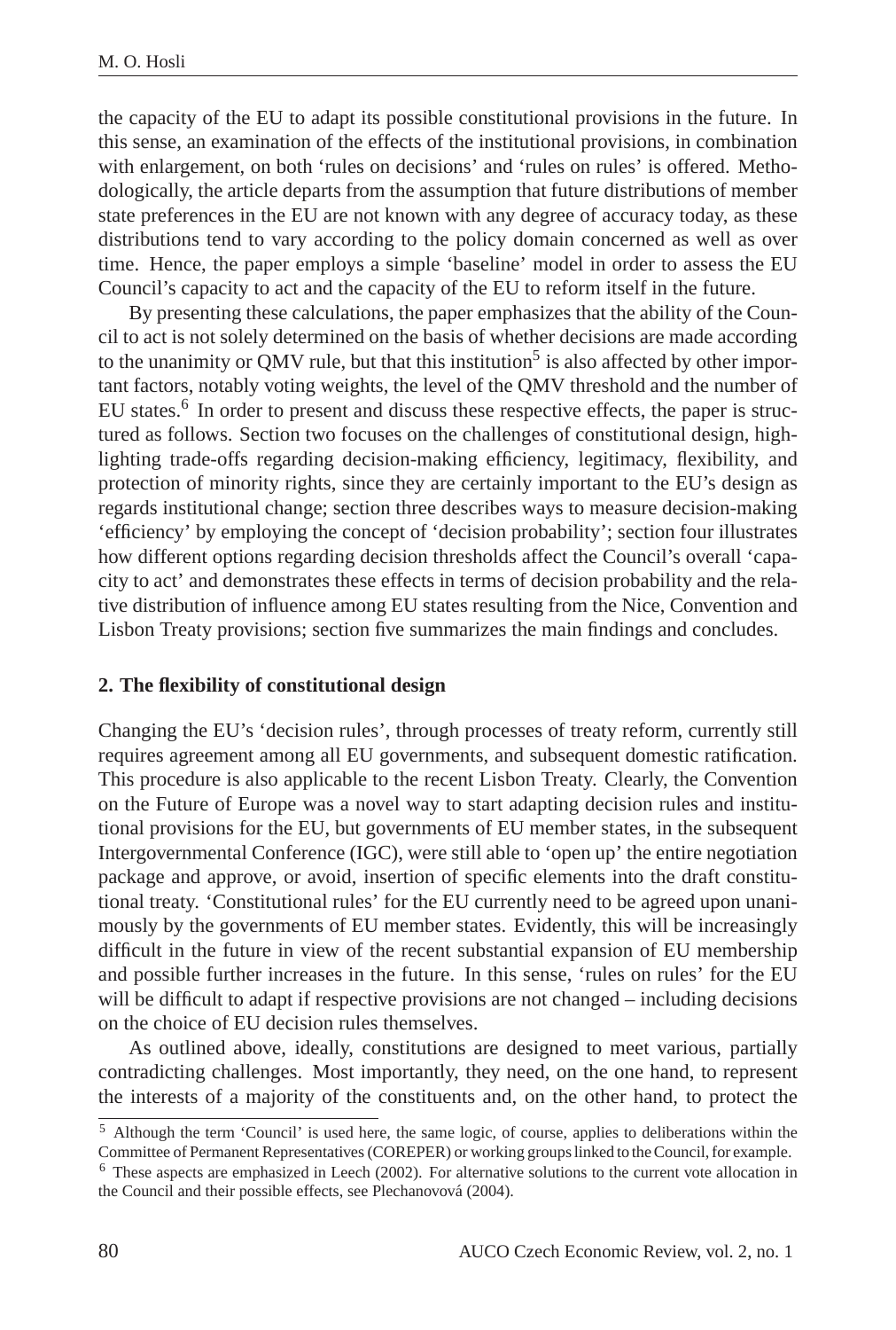the capacity of the EU to adapt its possible constitutional provisions in the future. In this sense, an examination of the effects of the institutional provisions, in combination with enlargement, on both 'rules on decisions' and 'rules on rules' is offered. Methodologically, the article departs from the assumption that future distributions of member state preferences in the EU are not known with any degree of accuracy today, as these distributions tend to vary according to the policy domain concerned as well as over time. Hence, the paper employs a simple 'baseline' model in order to assess the EU Council's capacity to act and the capacity of the EU to reform itself in the future.

By presenting these calculations, the paper emphasizes that the ability of the Council to act is not solely determined on the basis of whether decisions are made according to the unanimity or QMV rule, but that this institution[5] is also affected by other important factors, notably voting weights, the level of the QMV threshold and the number of EU states.[6] In order to present and discuss these respective effects, the paper is structured as follows. Section two focuses on the challenges of constitutional design, highlighting trade-offs regarding decision-making efficiency, legitimacy, flexibility, and protection of minority rights, since they are certainly important to the EU's design as regards institutional change; section three describes ways to measure decision-making 'efficiency' by employing the concept of 'decision probability'; section four illustrates how different options regarding decision thresholds affect the Council's overall 'capacity to act' and demonstrates these effects in terms of decision probability and the relative distribution of influence among EU states resulting from the Nice, Convention and Lisbon Treaty provisions; section five summarizes the main findings and concludes.

## 2. The flexibility of constitutional design

Changing the EU's 'decision rules', through processes of treaty reform, currently still requires agreement among all EU governments, and subsequent domestic ratification. This procedure is also applicable to the recent Lisbon Treaty. Clearly, the Convention on the Future of Europe was a novel way to start adapting decision rules and institutional provisions for the EU, but governments of EU member states, in the subsequent Intergovernmental Conference (IGC), were still able to 'open up' the entire negotiation package and approve, or avoid, insertion of specific elements into the draft constitutional treaty. 'Constitutional rules' for the EU currently need to be agreed upon unanimously by the governments of EU member states. Evidently, this will be increasingly difficult in the future in view of the recent substantial expansion of EU membership and possible further increases in the future. In this sense, 'rules on rules' for the EU will be difficult to adapt if respective provisions are not changed – including decisions on the choice of EU decision rules themselves.

As outlined above, ideally, constitutions are designed to meet various, partially contradicting challenges. Most importantly, they need, on the one hand, to represent the interests of a majority of the constituents and, on the other hand, to protect the

[5] Although the term 'Council' is used here, the same logic, of course, applies to deliberations within the Committee of Permanent Representatives (COREPER) or working groups linked to the Council, for example.

[6] These aspects are emphasized in Leech (2002). For alternative solutions to the current vote allocation in the Council and their possible effects, see Plechanovová (2004).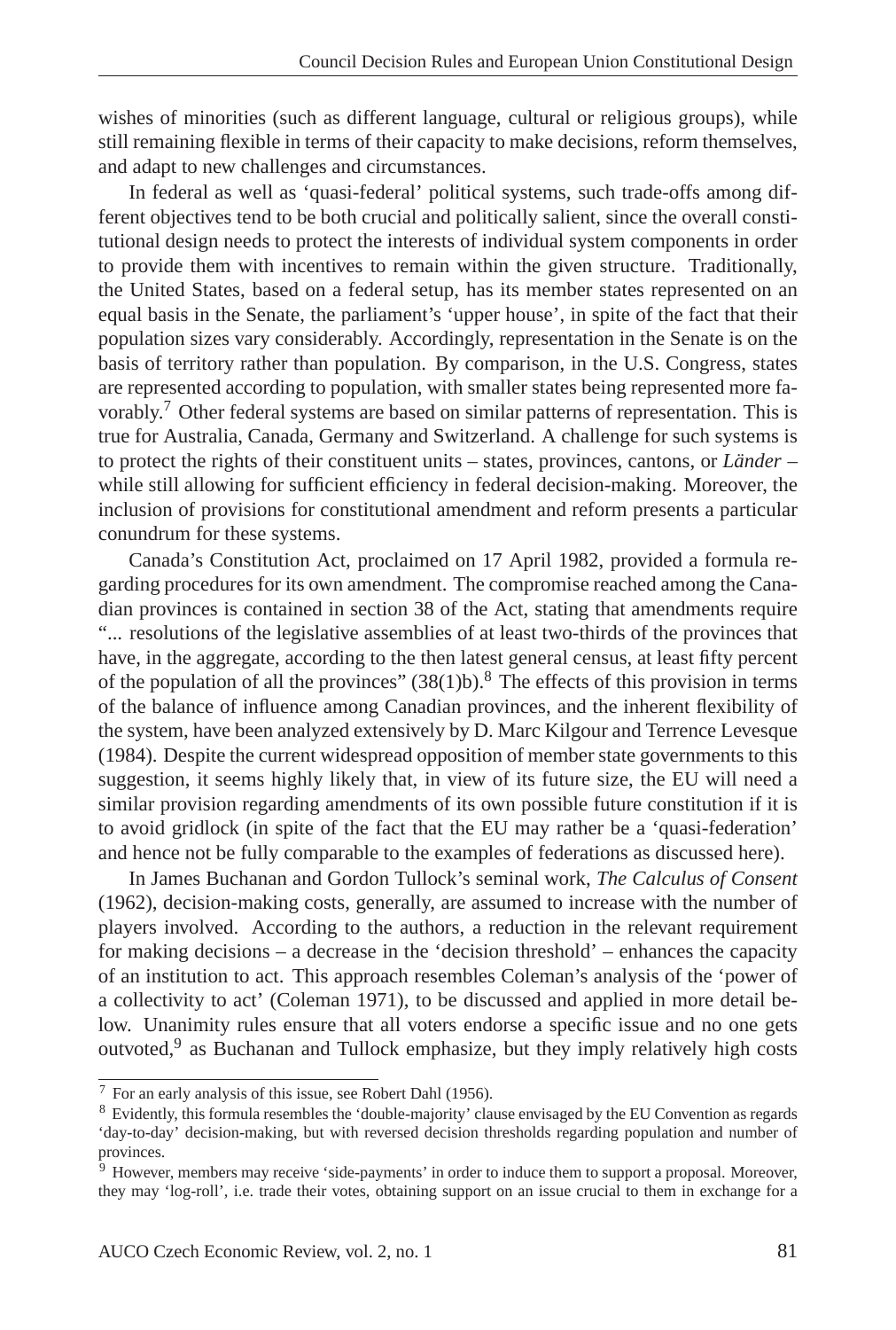wishes of minorities (such as different language, cultural or religious groups), while still remaining flexible in terms of their capacity to make decisions, reform themselves, and adapt to new challenges and circumstances.

In federal as well as 'quasi-federal' political systems, such trade-offs among different objectives tend to be both crucial and politically salient, since the overall constitutional design needs to protect the interests of individual system components in order to provide them with incentives to remain within the given structure. Traditionally, the United States, based on a federal setup, has its member states represented on an equal basis in the Senate, the parliament's 'upper house', in spite of the fact that their population sizes vary considerably. Accordingly, representation in the Senate is on the basis of territory rather than population. By comparison, in the U.S. Congress, states are represented according to population, with smaller states being represented more favorably.[7] Other federal systems are based on similar patterns of representation. This is true for Australia, Canada, Germany and Switzerland. A challenge for such systems is to protect the rights of their constituent units – states, provinces, cantons, or *Länder* – while still allowing for sufficient efficiency in federal decision-making. Moreover, the inclusion of provisions for constitutional amendment and reform presents a particular conundrum for these systems.

Canada's Constitution Act, proclaimed on 17 April 1982, provided a formula regarding procedures for its own amendment. The compromise reached among the Canadian provinces is contained in section 38 of the Act, stating that amendments require "... resolutions of the legislative assemblies of at least two-thirds of the provinces that have, in the aggregate, according to the then latest general census, at least fifty percent of the population of all the provinces" (38(1)b).[8] The effects of this provision in terms of the balance of influence among Canadian provinces, and the inherent flexibility of the system, have been analyzed extensively by D. Marc Kilgour and Terrence Levesque (1984). Despite the current widespread opposition of member state governments to this suggestion, it seems highly likely that, in view of its future size, the EU will need a similar provision regarding amendments of its own possible future constitution if it is to avoid gridlock (in spite of the fact that the EU may rather be a 'quasi-federation' and hence not be fully comparable to the examples of federations as discussed here).

In James Buchanan and Gordon Tullock's seminal work, *The Calculus of Consent* (1962), decision-making costs, generally, are assumed to increase with the number of players involved. According to the authors, a reduction in the relevant requirement for making decisions – a decrease in the 'decision threshold' – enhances the capacity of an institution to act. This approach resembles Coleman's analysis of the 'power of a collectivity to act' (Coleman 1971), to be discussed and applied in more detail below. Unanimity rules ensure that all voters endorse a specific issue and no one gets outvoted,[9] as Buchanan and Tullock emphasize, but they imply relatively high costs

[7] For an early analysis of this issue, see Robert Dahl (1956).

[8] Evidently, this formula resembles the 'double-majority' clause envisaged by the EU Convention as regards 'day-to-day' decision-making, but with reversed decision thresholds regarding population and number of provinces.

[9] However, members may receive 'side-payments' in order to induce them to support a proposal. Moreover, they may 'log-roll', i.e. trade their votes, obtaining support on an issue crucial to them in exchange for a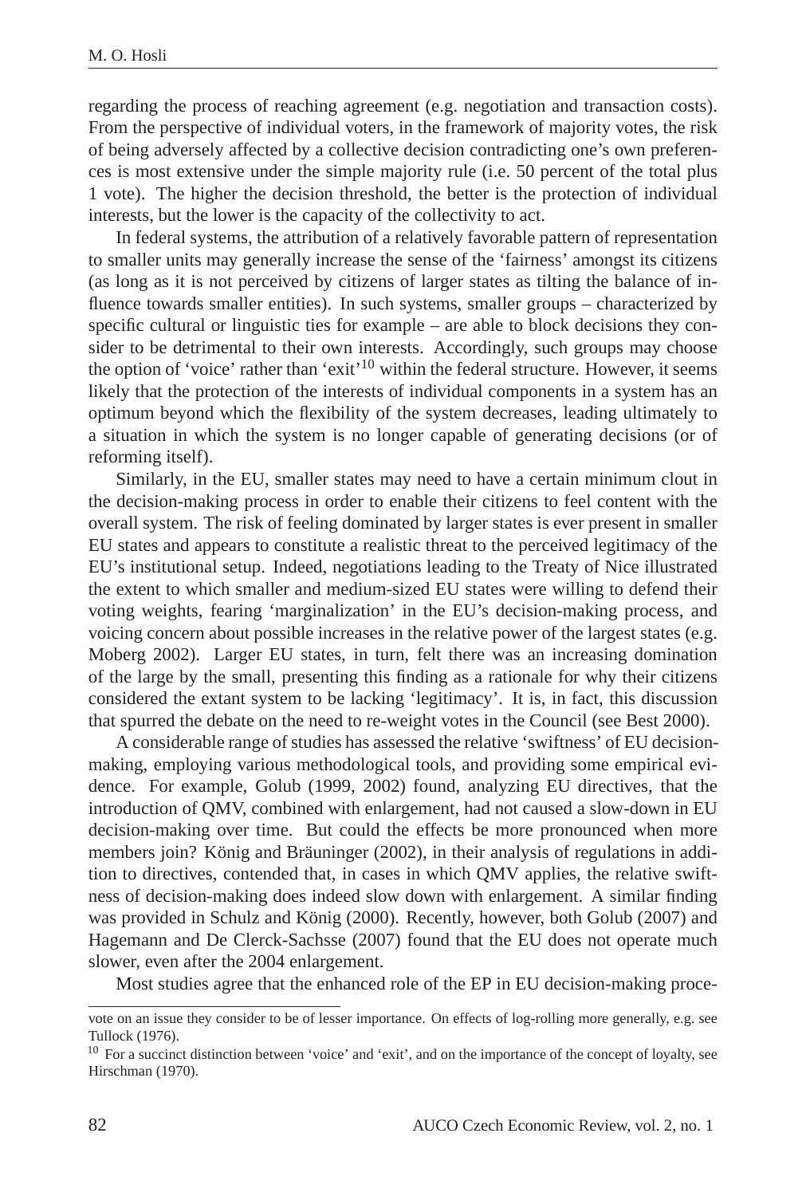regarding the process of reaching agreement (e.g. negotiation and transaction costs). From the perspective of individual voters, in the framework of majority votes, the risk of being adversely affected by a collective decision contradicting one's own preferences is most extensive under the simple majority rule (i.e. 50 percent of the total plus 1 vote). The higher the decision threshold, the better is the protection of individual interests, but the lower is the capacity of the collectivity to act.

In federal systems, the attribution of a relatively favorable pattern of representation to smaller units may generally increase the sense of the 'fairness' amongst its citizens (as long as it is not perceived by citizens of larger states as tilting the balance of influence towards smaller entities). In such systems, smaller groups – characterized by specific cultural or linguistic ties for example – are able to block decisions they consider to be detrimental to their own interests. Accordingly, such groups may choose the option of 'voice' rather than 'exit'[10] within the federal structure. However, it seems likely that the protection of the interests of individual components in a system has an optimum beyond which the flexibility of the system decreases, leading ultimately to a situation in which the system is no longer capable of generating decisions (or of reforming itself).

Similarly, in the EU, smaller states may need to have a certain minimum clout in the decision-making process in order to enable their citizens to feel content with the overall system. The risk of feeling dominated by larger states is ever present in smaller EU states and appears to constitute a realistic threat to the perceived legitimacy of the EU's institutional setup. Indeed, negotiations leading to the Treaty of Nice illustrated the extent to which smaller and medium-sized EU states were willing to defend their voting weights, fearing 'marginalization' in the EU's decision-making process, and voicing concern about possible increases in the relative power of the largest states (e.g. Moberg 2002). Larger EU states, in turn, felt there was an increasing domination of the large by the small, presenting this finding as a rationale for why their citizens considered the extant system to be lacking 'legitimacy'. It is, in fact, this discussion that spurred the debate on the need to re-weight votes in the Council (see Best 2000).

A considerable range of studies has assessed the relative 'swiftness' of EU decision-making, employing various methodological tools, and providing some empirical evidence. For example, Golub (1999, 2002) found, analyzing EU directives, that the introduction of QMV, combined with enlargement, had not caused a slow-down in EU decision-making over time. But could the effects be more pronounced when more members join? König and Bräuninger (2002), in their analysis of regulations in addition to directives, contended that, in cases in which QMV applies, the relative swiftness of decision-making does indeed slow down with enlargement. A similar finding was provided in Schulz and König (2000). Recently, however, both Golub (2007) and Hagemann and De Clerck-Sachsse (2007) found that the EU does not operate much slower, even after the 2004 enlargement.

Most studies agree that the enhanced role of the EP in EU decision-making proce-

---

vote on an issue they consider to be of lesser importance. On effects of log-rolling more generally, e.g. see Tullock (1976).

[10] For a succinct distinction between 'voice' and 'exit', and on the importance of the concept of loyalty, see Hirschman (1970).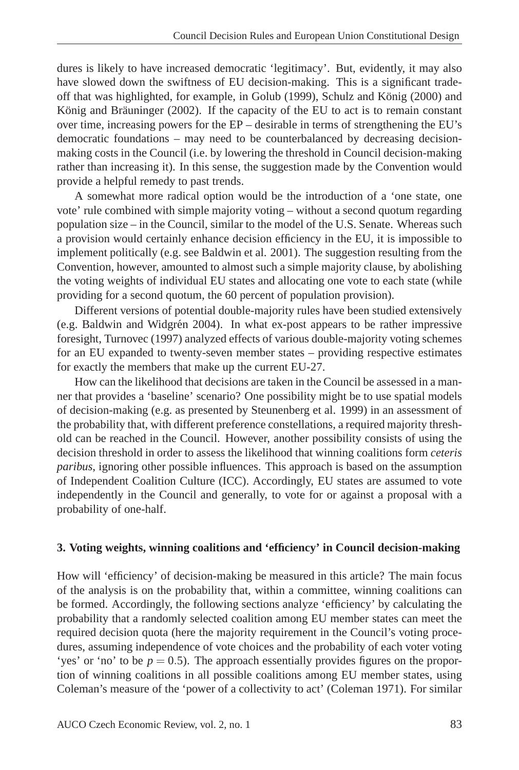dures is likely to have increased democratic 'legitimacy'. But, evidently, it may also have slowed down the swiftness of EU decision-making. This is a significant trade-off that was highlighted, for example, in Golub (1999), Schulz and König (2000) and König and Bräuninger (2002). If the capacity of the EU to act is to remain constant over time, increasing powers for the EP – desirable in terms of strengthening the EU's democratic foundations – may need to be counterbalanced by decreasing decision-making costs in the Council (i.e. by lowering the threshold in Council decision-making rather than increasing it). In this sense, the suggestion made by the Convention would provide a helpful remedy to past trends.

A somewhat more radical option would be the introduction of a 'one state, one vote' rule combined with simple majority voting – without a second quotum regarding population size – in the Council, similar to the model of the U.S. Senate. Whereas such a provision would certainly enhance decision efficiency in the EU, it is impossible to implement politically (e.g. see Baldwin et al. 2001). The suggestion resulting from the Convention, however, amounted to almost such a simple majority clause, by abolishing the voting weights of individual EU states and allocating one vote to each state (while providing for a second quotum, the 60 percent of population provision).

Different versions of potential double-majority rules have been studied extensively (e.g. Baldwin and Widgrén 2004). In what ex-post appears to be rather impressive foresight, Turnovec (1997) analyzed effects of various double-majority voting schemes for an EU expanded to twenty-seven member states – providing respective estimates for exactly the members that make up the current EU-27.

How can the likelihood that decisions are taken in the Council be assessed in a manner that provides a 'baseline' scenario? One possibility might be to use spatial models of decision-making (e.g. as presented by Steunenberg et al. 1999) in an assessment of the probability that, with different preference constellations, a required majority threshold can be reached in the Council. However, another possibility consists of using the decision threshold in order to assess the likelihood that winning coalitions form *ceteris paribus*, ignoring other possible influences. This approach is based on the assumption of Independent Coalition Culture (ICC). Accordingly, EU states are assumed to vote independently in the Council and generally, to vote for or against a proposal with a probability of one-half.

### 3. Voting weights, winning coalitions and 'efficiency' in Council decision-making

How will 'efficiency' of decision-making be measured in this article? The main focus of the analysis is on the probability that, within a committee, winning coalitions can be formed. Accordingly, the following sections analyze 'efficiency' by calculating the probability that a randomly selected coalition among EU member states can meet the required decision quota (here the majority requirement in the Council's voting procedures, assuming independence of vote choices and the probability of each voter voting 'yes' or 'no' to be $p = 0.5$). The approach essentially provides figures on the proportion of winning coalitions in all possible coalitions among EU member states, using Coleman's measure of the 'power of a collectivity to act' (Coleman 1971). For similar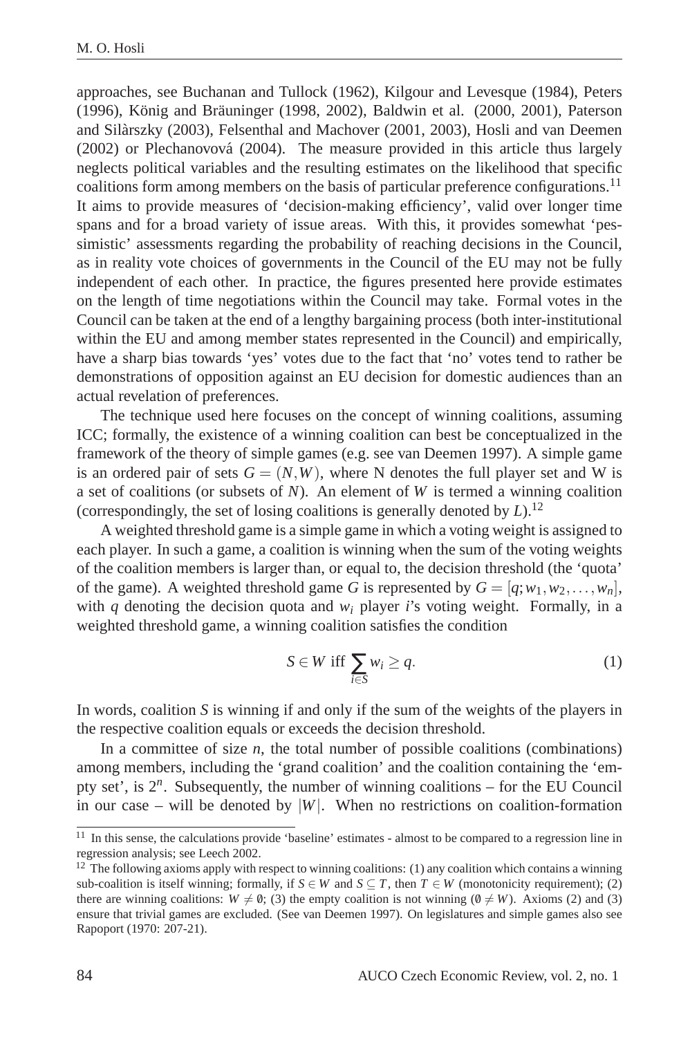approaches, see Buchanan and Tullock (1962), Kilgour and Levesque (1984), Peters (1996), König and Bräuninger (1998, 2002), Baldwin et al. (2000, 2001), Paterson and Silàrszky (2003), Felsenthal and Machover (2001, 2003), Hosli and van Deemen (2002) or Plechanovová (2004). The measure provided in this article thus largely neglects political variables and the resulting estimates on the likelihood that specific coalitions form among members on the basis of particular preference configurations.[11] It aims to provide measures of 'decision-making efficiency', valid over longer time spans and for a broad variety of issue areas. With this, it provides somewhat 'pessimistic' assessments regarding the probability of reaching decisions in the Council, as in reality vote choices of governments in the Council of the EU may not be fully independent of each other. In practice, the figures presented here provide estimates on the length of time negotiations within the Council may take. Formal votes in the Council can be taken at the end of a lengthy bargaining process (both inter-institutional within the EU and among member states represented in the Council) and empirically, have a sharp bias towards 'yes' votes due to the fact that 'no' votes tend to rather be demonstrations of opposition against an EU decision for domestic audiences than an actual revelation of preferences.

The technique used here focuses on the concept of winning coalitions, assuming ICC; formally, the existence of a winning coalition can best be conceptualized in the framework of the theory of simple games (e.g. see van Deemen 1997). A simple game is an ordered pair of sets $G = (N, W)$, where N denotes the full player set and W is a set of coalitions (or subsets of $N$). An element of $W$ is termed a winning coalition (correspondingly, the set of losing coalitions is generally denoted by $L$).[12]

A weighted threshold game is a simple game in which a voting weight is assigned to each player. In such a game, a coalition is winning when the sum of the voting weights of the coalition members is larger than, or equal to, the decision threshold (the 'quota' of the game). A weighted threshold game $G$ is represented by $G = [q; w_1, w_2, \ldots, w_n]$, with $q$ denoting the decision quota and $w_i$ player $i$'s voting weight. Formally, in a weighted threshold game, a winning coalition satisfies the condition

$$S \in W \text{ iff } \sum_{i \in S} w_i \geq q. \tag{1}$$

In words, coalition $S$ is winning if and only if the sum of the weights of the players in the respective coalition equals or exceeds the decision threshold.

In a committee of size $n$, the total number of possible coalitions (combinations) among members, including the 'grand coalition' and the coalition containing the 'empty set', is $2^n$. Subsequently, the number of winning coalitions – for the EU Council in our case – will be denoted by $|W|$. When no restrictions on coalition-formation

[11] In this sense, the calculations provide 'baseline' estimates - almost to be compared to a regression line in regression analysis; see Leech 2002.

[12] The following axioms apply with respect to winning coalitions: (1) any coalition which contains a winning sub-coalition is itself winning; formally, if $S \in W$ and $S \subseteq T$, then $T \in W$ (monotonicity requirement); (2) there are winning coalitions: $W \neq \emptyset$; (3) the empty coalition is not winning ($\emptyset \neq W$). Axioms (2) and (3) ensure that trivial games are excluded. (See van Deemen 1997). On legislatures and simple games also see Rapoport (1970: 207-21).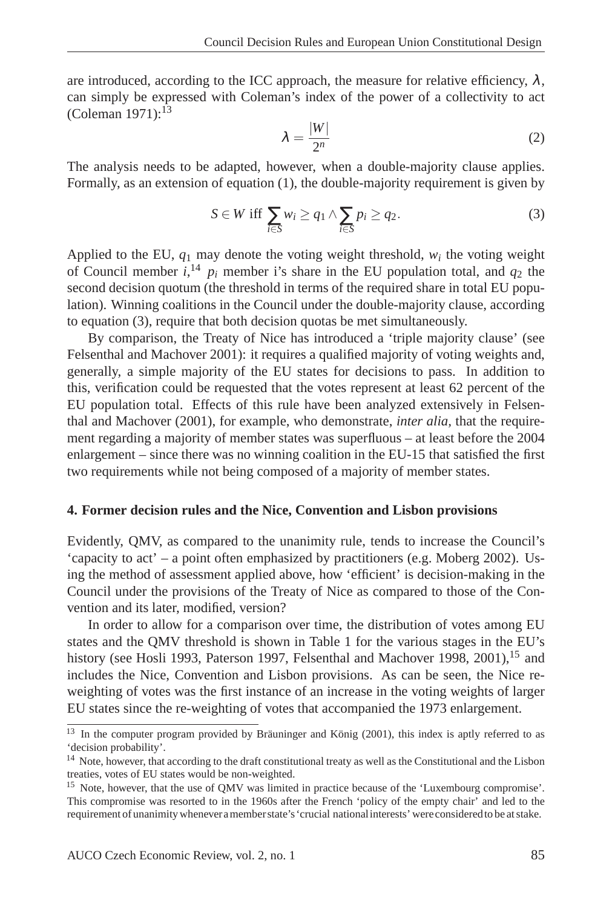are introduced, according to the ICC approach, the measure for relative efficiency, $\lambda$, can simply be expressed with Coleman's index of the power of a collectivity to act (Coleman 1971):[13]

$$\lambda = \frac{|W|}{2^n} \tag{2}$$

The analysis needs to be adapted, however, when a double-majority clause applies. Formally, as an extension of equation (1), the double-majority requirement is given by

$$S \in W \text{ iff } \sum_{i \in S} w_i \geq q_1 \wedge \sum_{i \in S} p_i \geq q_2. \tag{3}$$

Applied to the EU, $q_1$ may denote the voting weight threshold, $w_i$ the voting weight of Council member $i$,[14] $p_i$ member i's share in the EU population total, and $q_2$ the second decision quotum (the threshold in terms of the required share in total EU population). Winning coalitions in the Council under the double-majority clause, according to equation (3), require that both decision quotas be met simultaneously.

By comparison, the Treaty of Nice has introduced a 'triple majority clause' (see Felsenthal and Machover 2001): it requires a qualified majority of voting weights and, generally, a simple majority of the EU states for decisions to pass. In addition to this, verification could be requested that the votes represent at least 62 percent of the EU population total. Effects of this rule have been analyzed extensively in Felsenthal and Machover (2001), for example, who demonstrate, *inter alia*, that the requirement regarding a majority of member states was superfluous – at least before the 2004 enlargement – since there was no winning coalition in the EU-15 that satisfied the first two requirements while not being composed of a majority of member states.

### 4. Former decision rules and the Nice, Convention and Lisbon provisions

Evidently, QMV, as compared to the unanimity rule, tends to increase the Council's 'capacity to act' – a point often emphasized by practitioners (e.g. Moberg 2002). Using the method of assessment applied above, how 'efficient' is decision-making in the Council under the provisions of the Treaty of Nice as compared to those of the Convention and its later, modified, version?

In order to allow for a comparison over time, the distribution of votes among EU states and the QMV threshold is shown in Table 1 for the various stages in the EU's history (see Hosli 1993, Paterson 1997, Felsenthal and Machover 1998, 2001),[15] and includes the Nice, Convention and Lisbon provisions. As can be seen, the Nice re-weighting of votes was the first instance of an increase in the voting weights of larger EU states since the re-weighting of votes that accompanied the 1973 enlargement.

---

[13] In the computer program provided by Bräuninger and König (2001), this index is aptly referred to as 'decision probability'.

[14] Note, however, that according to the draft constitutional treaty as well as the Constitutional and the Lisbon treaties, votes of EU states would be non-weighted.

[15] Note, however, that the use of QMV was limited in practice because of the 'Luxembourg compromise'. This compromise was resorted to in the 1960s after the French 'policy of the empty chair' and led to the requirement of unanimity whenever a member state's 'crucial national interests' were considered to be at stake.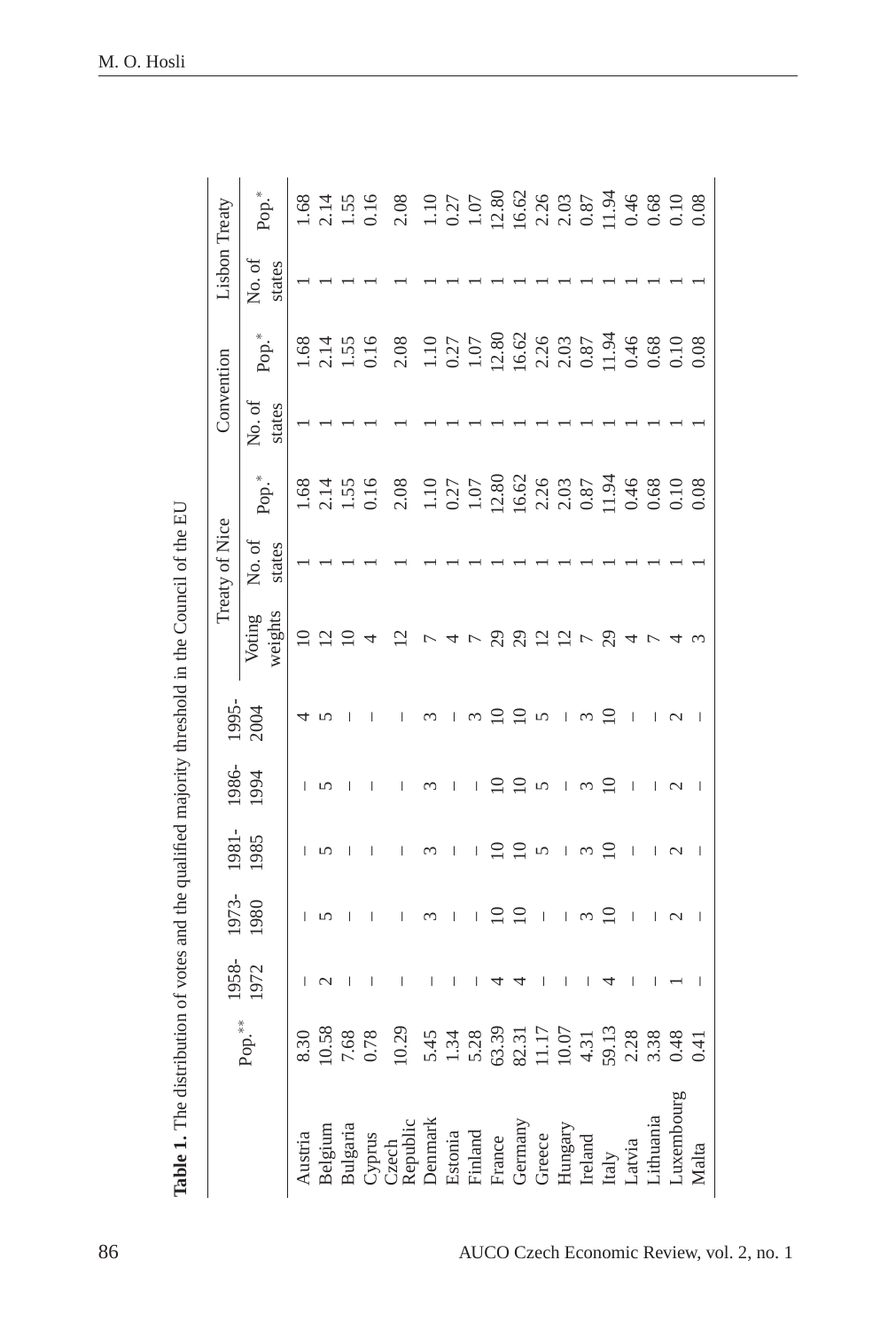**Table 1.** The distribution of votes and the qualified majority threshold in the Council of the EU

| | Pop.** | 1958-1972 | 1973-1980 | 1981-1985 | 1986-1994 | 1995-2004 | Treaty of Nice | | | Convention | | Lisbon Treaty | |
|---|---|---|---|---|---|---|---|---|---|---|---|---|---|
| | | | | | | | Voting weights | No. of states | Pop.* | No. of states | Pop.* | No. of states | Pop.* |
| Austria | 8.30 | – | – | – | – | 4 | 10 | 1 | 1.68 | 1 | 1.68 | 1 | 1.68 |
| Belgium | 10.58 | 2 | 5 | 5 | 5 | 5 | 12 | 1 | 2.14 | 1 | 2.14 | 1 | 2.14 |
| Bulgaria | 7.68 | – | – | – | – | – | 10 | 1 | 1.55 | 1 | 1.55 | 1 | 1.55 |
| Cyprus | 0.78 | – | – | – | – | – | 4 | 1 | 0.16 | 1 | 0.16 | 1 | 0.16 |
| Czech Republic | 10.29 | – | – | – | – | – | 12 | 1 | 2.08 | 1 | 2.08 | 1 | 2.08 |
| Denmark | 5.45 | – | 3 | 3 | 3 | 3 | 7 | 1 | 1.10 | 1 | 1.10 | 1 | 1.10 |
| Estonia | 1.34 | – | – | – | – | – | 4 | 1 | 0.27 | 1 | 0.27 | 1 | 0.27 |
| Finland | 5.28 | – | – | – | – | 3 | 7 | 1 | 1.07 | 1 | 1.07 | 1 | 1.07 |
| France | 63.39 | 4 | 10 | 10 | 10 | 10 | 29 | 1 | 12.80 | 1 | 12.80 | 1 | 12.80 |
| Germany | 82.31 | 4 | 10 | 10 | 10 | 10 | 29 | 1 | 16.62 | 1 | 16.62 | 1 | 16.62 |
| Greece | 11.17 | – | – | 5 | 5 | 5 | 12 | 1 | 2.26 | 1 | 2.26 | 1 | 2.26 |
| Hungary | 10.07 | – | – | – | – | – | 12 | 1 | 2.03 | 1 | 2.03 | 1 | 2.03 |
| Ireland | 4.31 | – | 3 | 3 | 3 | 3 | 7 | 1 | 0.87 | 1 | 0.87 | 1 | 0.87 |
| Italy | 59.13 | 4 | 10 | 10 | 10 | 10 | 29 | 1 | 11.94 | 1 | 11.94 | 1 | 11.94 |
| Latvia | 2.28 | – | – | – | – | – | 4 | 1 | 0.46 | 1 | 0.46 | 1 | 0.46 |
| Lithuania | 3.38 | – | – | – | – | – | 7 | 1 | 0.68 | 1 | 0.68 | 1 | 0.68 |
| Luxembourg | 0.48 | 1 | 2 | 2 | 2 | 2 | 4 | 1 | 0.10 | 1 | 0.10 | 1 | 0.10 |
| Malta | 0.41 | – | – | – | – | – | 3 | 1 | 0.08 | 1 | 0.08 | 1 | 0.08 |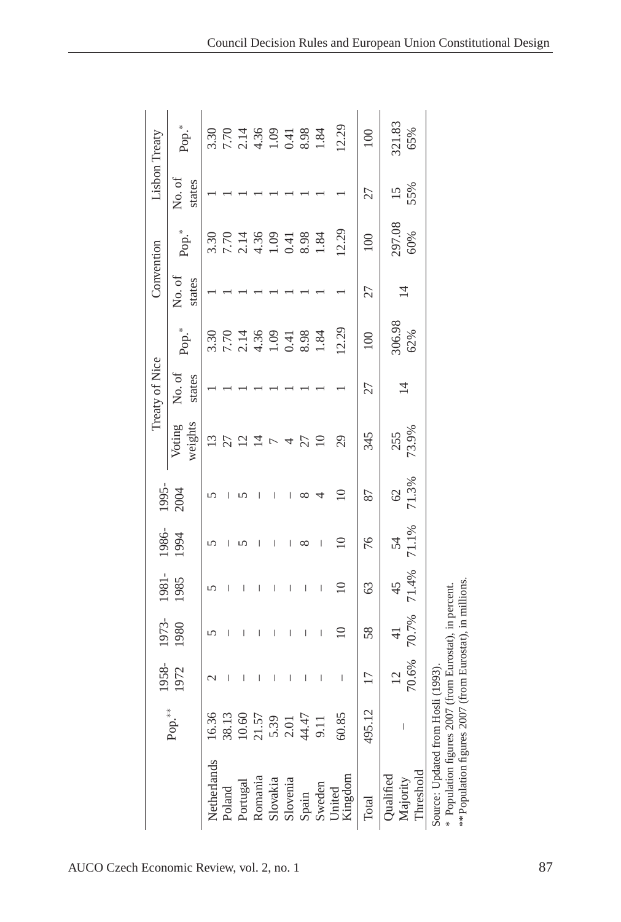|  | Pop.** | 1958-1972 | 1973-1980 | 1981-1985 | 1986-1994 | 1995-2004 | Treaty of Nice |  |  | Convention |  | Lisbon Treaty |  |
|---|---|---|---|---|---|---|---|---|---|---|---|---|---|
|  |  |  |  |  |  |  | Voting weights | No. of states | Pop.* | No. of states | Pop.* | No. of states | Pop.* |
| Netherlands | 16.36 | 2 | 5 | 5 | 5 | 5 | 13 | 1 | 3.30 | 1 | 3.30 | 1 | 3.30 |
| Poland | 38.13 | – | – | – | – | – | 27 | 1 | 7.70 | 1 | 7.70 | 1 | 7.70 |
| Portugal | 10.60 | – | – | – | 5 | 5 | 12 | 1 | 2.14 | 1 | 2.14 | 1 | 2.14 |
| Romania | 21.57 | – | – | – | – | – | 14 | 1 | 4.36 | 1 | 4.36 | 1 | 4.36 |
| Slovakia | 5.39 | – | – | – | – | – | 7 | 1 | 1.09 | 1 | 1.09 | 1 | 1.09 |
| Slovenia | 2.01 | – | – | – | – | – | 4 | 1 | 0.41 | 1 | 0.41 | 1 | 0.41 |
| Spain | 44.47 | – | – | – | 8 | 8 | 27 | 1 | 8.98 | 1 | 8.98 | 1 | 8.98 |
| Sweden | 9.11 | – | – | – | – | 4 | 10 | 1 | 1.84 | 1 | 1.84 | 1 | 1.84 |
| United Kingdom | 60.85 | – | 10 | 10 | 10 | 10 | 29 | 1 | 12.29 | 1 | 12.29 | 1 | 12.29 |
| Total | 495.12 | 17 | 58 | 63 | 76 | 87 | 345 | 27 | 100 | 27 | 100 | 27 | 100 |
| Qualified Majority Threshold | – | 12<br>70.6% | 41<br>70.7% | 45<br>71.4% | 54<br>71.1% | 62<br>71.3% | 255<br>73.9% | 14 | 306.98<br>62% | 14 | 297.08<br>60% | 15<br>55% | 321.83<br>65% |

Source: Updated from Hosli (1993).
* Population figures 2007 (from Eurostat), in percent.
** Population figures 2007 (from Eurostat), in millions.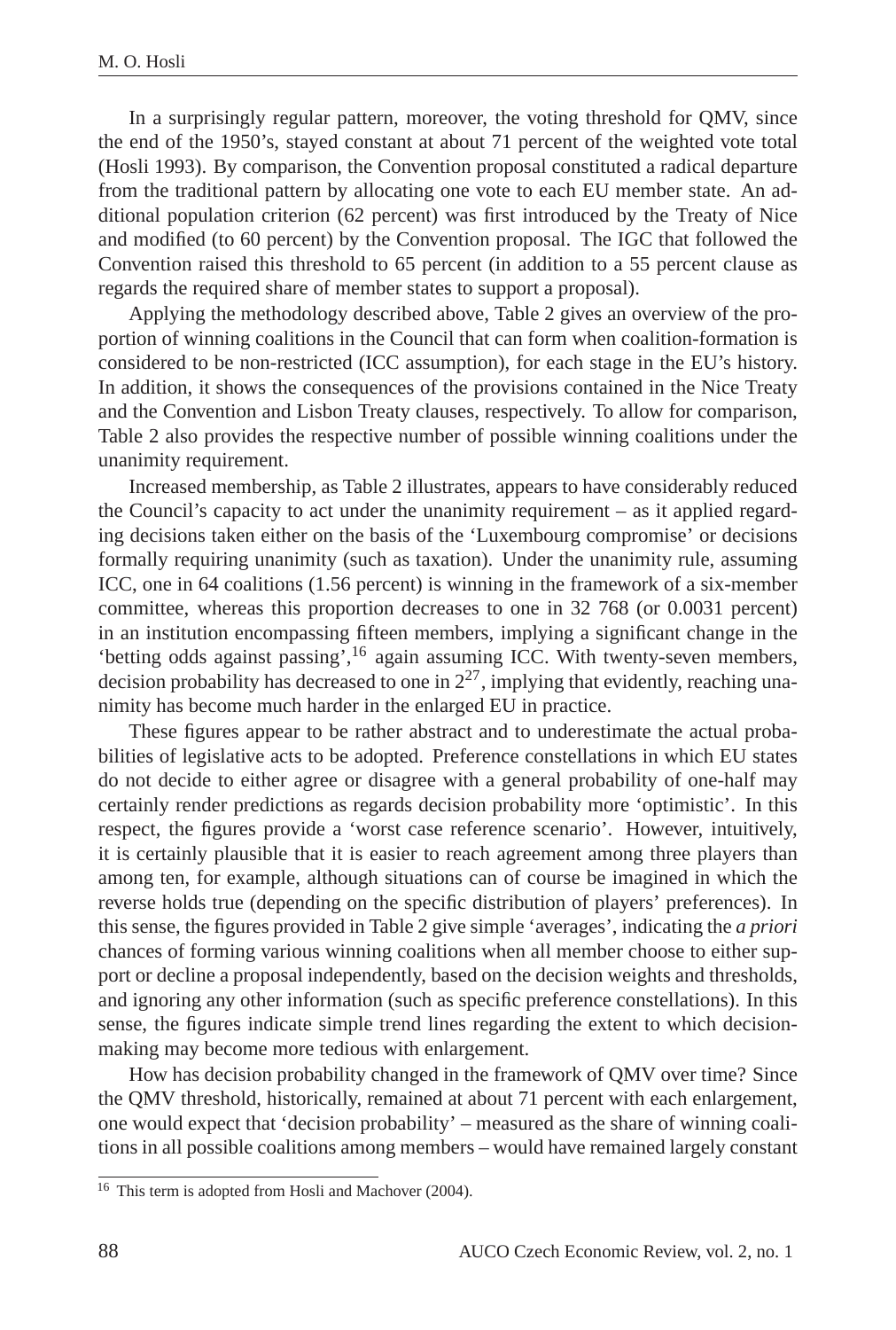In a surprisingly regular pattern, moreover, the voting threshold for QMV, since the end of the 1950's, stayed constant at about 71 percent of the weighted vote total (Hosli 1993). By comparison, the Convention proposal constituted a radical departure from the traditional pattern by allocating one vote to each EU member state. An additional population criterion (62 percent) was first introduced by the Treaty of Nice and modified (to 60 percent) by the Convention proposal. The IGC that followed the Convention raised this threshold to 65 percent (in addition to a 55 percent clause as regards the required share of member states to support a proposal).

Applying the methodology described above, Table 2 gives an overview of the proportion of winning coalitions in the Council that can form when coalition-formation is considered to be non-restricted (ICC assumption), for each stage in the EU's history. In addition, it shows the consequences of the provisions contained in the Nice Treaty and the Convention and Lisbon Treaty clauses, respectively. To allow for comparison, Table 2 also provides the respective number of possible winning coalitions under the unanimity requirement.

Increased membership, as Table 2 illustrates, appears to have considerably reduced the Council's capacity to act under the unanimity requirement – as it applied regarding decisions taken either on the basis of the 'Luxembourg compromise' or decisions formally requiring unanimity (such as taxation). Under the unanimity rule, assuming ICC, one in 64 coalitions (1.56 percent) is winning in the framework of a six-member committee, whereas this proportion decreases to one in 32 768 (or 0.0031 percent) in an institution encompassing fifteen members, implying a significant change in the 'betting odds against passing',[16] again assuming ICC. With twenty-seven members, decision probability has decreased to one in $2^{27}$, implying that evidently, reaching unanimity has become much harder in the enlarged EU in practice.

These figures appear to be rather abstract and to underestimate the actual probabilities of legislative acts to be adopted. Preference constellations in which EU states do not decide to either agree or disagree with a general probability of one-half may certainly render predictions as regards decision probability more 'optimistic'. In this respect, the figures provide a 'worst case reference scenario'. However, intuitively, it is certainly plausible that it is easier to reach agreement among three players than among ten, for example, although situations can of course be imagined in which the reverse holds true (depending on the specific distribution of players' preferences). In this sense, the figures provided in Table 2 give simple 'averages', indicating the *a priori* chances of forming various winning coalitions when all member choose to either support or decline a proposal independently, based on the decision weights and thresholds, and ignoring any other information (such as specific preference constellations). In this sense, the figures indicate simple trend lines regarding the extent to which decision-making may become more tedious with enlargement.

How has decision probability changed in the framework of QMV over time? Since the QMV threshold, historically, remained at about 71 percent with each enlargement, one would expect that 'decision probability' – measured as the share of winning coalitions in all possible coalitions among members – would have remained largely constant

[16] This term is adopted from Hosli and Machover (2004).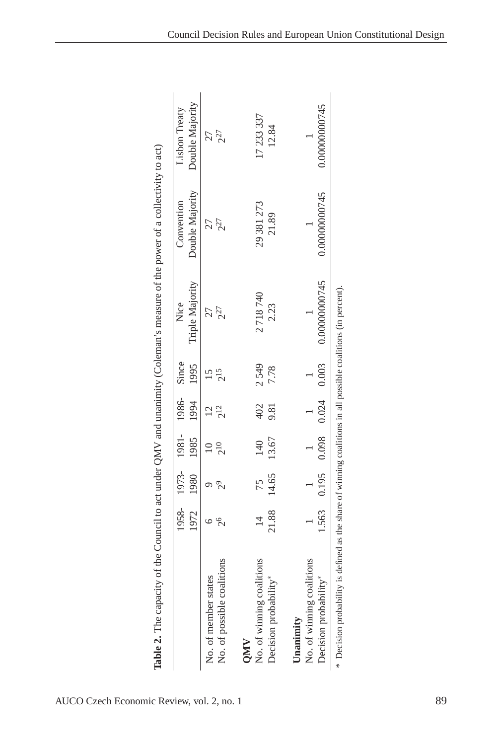**Table 2.** The capacity of the Council to act under QMV and unanimity (Coleman's measure of the power of a collectivity to act)

| | 1958-1972 | 1973-1980 | 1981-1985 | 1986-1994 | Since 1995 | Nice Triple Majority | Convention Double Majority | Lisbon Treaty Double Majority |
|---|---|---|---|---|---|---|---|---|
| No. of member states | 6 | 9 | 10 | 12 | 15 | 27 | 27 | 27 |
| No. of possible coalitions | $2^6$ | $2^9$ | $2^{10}$ | $2^{12}$ | $2^{15}$ | $2^{27}$ | $2^{27}$ | $2^{27}$ |
| **QMV** | | | | | | | | |
| No. of winning coalitions | 14 | 75 | 140 | 402 | 2 549 | 2 718 740 | 29 381 273 | 17 233 337 |
| Decision probability* | 21.88 | 14.65 | 13.67 | 9.81 | 7.78 | 2.23 | 21.89 | 12.84 |
| **Unanimity** | | | | | | | | |
| No. of winning coalitions | 1 | 1 | 1 | 1 | 1 | 1 | 1 | 1 |
| Decision probability* | 1.563 | 0.195 | 0.098 | 0.024 | 0.003 | 0.00000000745 | 0.00000000745 | 0.00000000745 |

\* Decision probability is defined as the share of winning coalitions in all possible coalitions (in percent).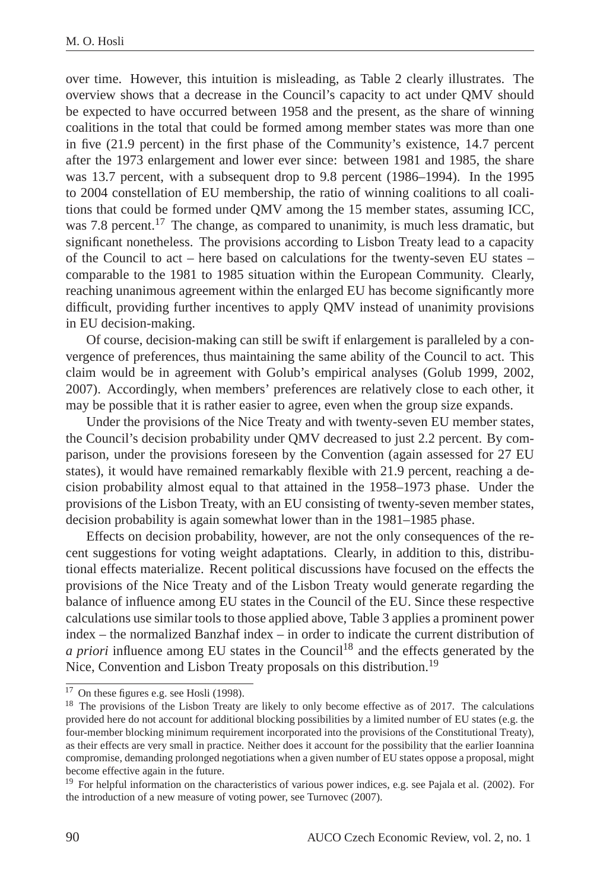over time. However, this intuition is misleading, as Table 2 clearly illustrates. The overview shows that a decrease in the Council's capacity to act under QMV should be expected to have occurred between 1958 and the present, as the share of winning coalitions in the total that could be formed among member states was more than one in five (21.9 percent) in the first phase of the Community's existence, 14.7 percent after the 1973 enlargement and lower ever since: between 1981 and 1985, the share was 13.7 percent, with a subsequent drop to 9.8 percent (1986–1994). In the 1995 to 2004 constellation of EU membership, the ratio of winning coalitions to all coalitions that could be formed under QMV among the 15 member states, assuming ICC, was 7.8 percent.[17] The change, as compared to unanimity, is much less dramatic, but significant nonetheless. The provisions according to Lisbon Treaty lead to a capacity of the Council to act – here based on calculations for the twenty-seven EU states – comparable to the 1981 to 1985 situation within the European Community. Clearly, reaching unanimous agreement within the enlarged EU has become significantly more difficult, providing further incentives to apply QMV instead of unanimity provisions in EU decision-making.

Of course, decision-making can still be swift if enlargement is paralleled by a convergence of preferences, thus maintaining the same ability of the Council to act. This claim would be in agreement with Golub's empirical analyses (Golub 1999, 2002, 2007). Accordingly, when members' preferences are relatively close to each other, it may be possible that it is rather easier to agree, even when the group size expands.

Under the provisions of the Nice Treaty and with twenty-seven EU member states, the Council's decision probability under QMV decreased to just 2.2 percent. By comparison, under the provisions foreseen by the Convention (again assessed for 27 EU states), it would have remained remarkably flexible with 21.9 percent, reaching a decision probability almost equal to that attained in the 1958–1973 phase. Under the provisions of the Lisbon Treaty, with an EU consisting of twenty-seven member states, decision probability is again somewhat lower than in the 1981–1985 phase.

Effects on decision probability, however, are not the only consequences of the recent suggestions for voting weight adaptations. Clearly, in addition to this, distributional effects materialize. Recent political discussions have focused on the effects the provisions of the Nice Treaty and of the Lisbon Treaty would generate regarding the balance of influence among EU states in the Council of the EU. Since these respective calculations use similar tools to those applied above, Table 3 applies a prominent power index – the normalized Banzhaf index – in order to indicate the current distribution of *a priori* influence among EU states in the Council[18] and the effects generated by the Nice, Convention and Lisbon Treaty proposals on this distribution.[19]

[17] On these figures e.g. see Hosli (1998).

[18] The provisions of the Lisbon Treaty are likely to only become effective as of 2017. The calculations provided here do not account for additional blocking possibilities by a limited number of EU states (e.g. the four-member blocking minimum requirement incorporated into the provisions of the Constitutional Treaty), as their effects are very small in practice. Neither does it account for the possibility that the earlier Ioannina compromise, demanding prolonged negotiations when a given number of EU states oppose a proposal, might become effective again in the future.

[19] For helpful information on the characteristics of various power indices, e.g. see Pajala et al. (2002). For the introduction of a new measure of voting power, see Turnovec (2007).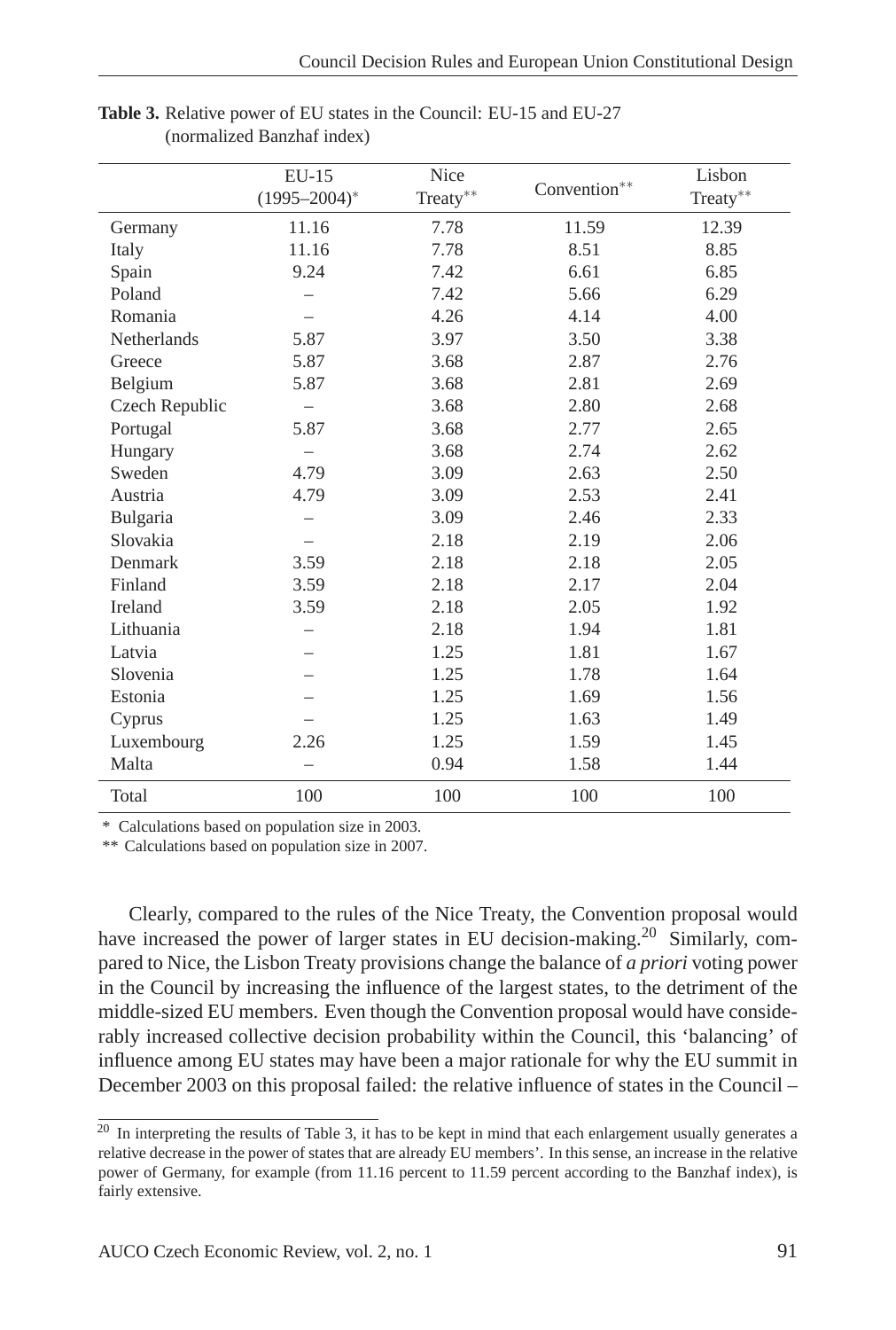**Table 3.** Relative power of EU states in the Council: EU-15 and EU-27 (normalized Banzhaf index)

| | EU-15 (1995–2004)* | Nice Treaty** | Convention** | Lisbon Treaty** |
|---|---|---|---|---|
| Germany | 11.16 | 7.78 | 11.59 | 12.39 |
| Italy | 11.16 | 7.78 | 8.51 | 8.85 |
| Spain | 9.24 | 7.42 | 6.61 | 6.85 |
| Poland | – | 7.42 | 5.66 | 6.29 |
| Romania | – | 4.26 | 4.14 | 4.00 |
| Netherlands | 5.87 | 3.97 | 3.50 | 3.38 |
| Greece | 5.87 | 3.68 | 2.87 | 2.76 |
| Belgium | 5.87 | 3.68 | 2.81 | 2.69 |
| Czech Republic | – | 3.68 | 2.80 | 2.68 |
| Portugal | 5.87 | 3.68 | 2.77 | 2.65 |
| Hungary | – | 3.68 | 2.74 | 2.62 |
| Sweden | 4.79 | 3.09 | 2.63 | 2.50 |
| Austria | 4.79 | 3.09 | 2.53 | 2.41 |
| Bulgaria | – | 3.09 | 2.46 | 2.33 |
| Slovakia | – | 2.18 | 2.19 | 2.06 |
| Denmark | 3.59 | 2.18 | 2.18 | 2.05 |
| Finland | 3.59 | 2.18 | 2.17 | 2.04 |
| Ireland | 3.59 | 2.18 | 2.05 | 1.92 |
| Lithuania | – | 2.18 | 1.94 | 1.81 |
| Latvia | – | 1.25 | 1.81 | 1.67 |
| Slovenia | – | 1.25 | 1.78 | 1.64 |
| Estonia | – | 1.25 | 1.69 | 1.56 |
| Cyprus | – | 1.25 | 1.63 | 1.49 |
| Luxembourg | 2.26 | 1.25 | 1.59 | 1.45 |
| Malta | – | 0.94 | 1.58 | 1.44 |
| Total | 100 | 100 | 100 | 100 |

\* Calculations based on population size in 2003.

\*\* Calculations based on population size in 2007.

Clearly, compared to the rules of the Nice Treaty, the Convention proposal would have increased the power of larger states in EU decision-making.[20] Similarly, compared to Nice, the Lisbon Treaty provisions change the balance of *a priori* voting power in the Council by increasing the influence of the largest states, to the detriment of the middle-sized EU members. Even though the Convention proposal would have considerably increased collective decision probability within the Council, this 'balancing' of influence among EU states may have been a major rationale for why the EU summit in December 2003 on this proposal failed: the relative influence of states in the Council –

[20] In interpreting the results of Table 3, it has to be kept in mind that each enlargement usually generates a relative decrease in the power of states that are already EU members'. In this sense, an increase in the relative power of Germany, for example (from 11.16 percent to 11.59 percent according to the Banzhaf index), is fairly extensive.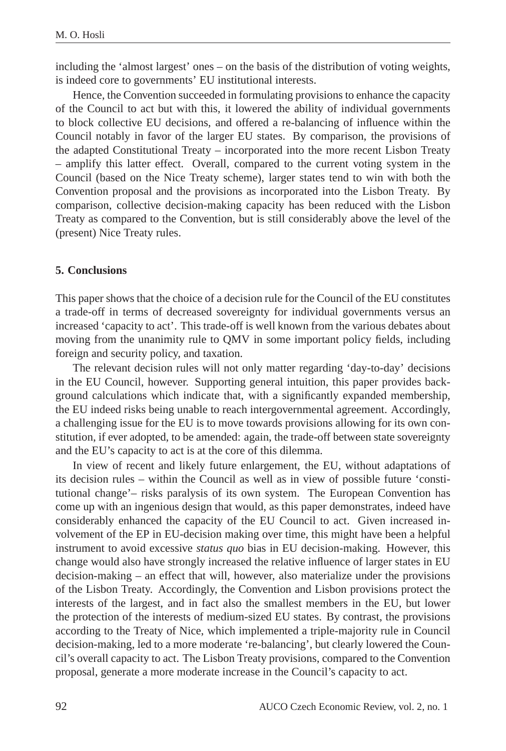including the 'almost largest' ones – on the basis of the distribution of voting weights, is indeed core to governments' EU institutional interests.

Hence, the Convention succeeded in formulating provisions to enhance the capacity of the Council to act but with this, it lowered the ability of individual governments to block collective EU decisions, and offered a re-balancing of influence within the Council notably in favor of the larger EU states. By comparison, the provisions of the adapted Constitutional Treaty – incorporated into the more recent Lisbon Treaty – amplify this latter effect. Overall, compared to the current voting system in the Council (based on the Nice Treaty scheme), larger states tend to win with both the Convention proposal and the provisions as incorporated into the Lisbon Treaty. By comparison, collective decision-making capacity has been reduced with the Lisbon Treaty as compared to the Convention, but is still considerably above the level of the (present) Nice Treaty rules.

## 5. Conclusions

This paper shows that the choice of a decision rule for the Council of the EU constitutes a trade-off in terms of decreased sovereignty for individual governments versus an increased 'capacity to act'. This trade-off is well known from the various debates about moving from the unanimity rule to QMV in some important policy fields, including foreign and security policy, and taxation.

The relevant decision rules will not only matter regarding 'day-to-day' decisions in the EU Council, however. Supporting general intuition, this paper provides background calculations which indicate that, with a significantly expanded membership, the EU indeed risks being unable to reach intergovernmental agreement. Accordingly, a challenging issue for the EU is to move towards provisions allowing for its own constitution, if ever adopted, to be amended: again, the trade-off between state sovereignty and the EU's capacity to act is at the core of this dilemma.

In view of recent and likely future enlargement, the EU, without adaptations of its decision rules – within the Council as well as in view of possible future 'constitutional change'– risks paralysis of its own system. The European Convention has come up with an ingenious design that would, as this paper demonstrates, indeed have considerably enhanced the capacity of the EU Council to act. Given increased involvement of the EP in EU-decision making over time, this might have been a helpful instrument to avoid excessive *status quo* bias in EU decision-making. However, this change would also have strongly increased the relative influence of larger states in EU decision-making – an effect that will, however, also materialize under the provisions of the Lisbon Treaty. Accordingly, the Convention and Lisbon provisions protect the interests of the largest, and in fact also the smallest members in the EU, but lower the protection of the interests of medium-sized EU states. By contrast, the provisions according to the Treaty of Nice, which implemented a triple-majority rule in Council decision-making, led to a more moderate 're-balancing', but clearly lowered the Council's overall capacity to act. The Lisbon Treaty provisions, compared to the Convention proposal, generate a more moderate increase in the Council's capacity to act.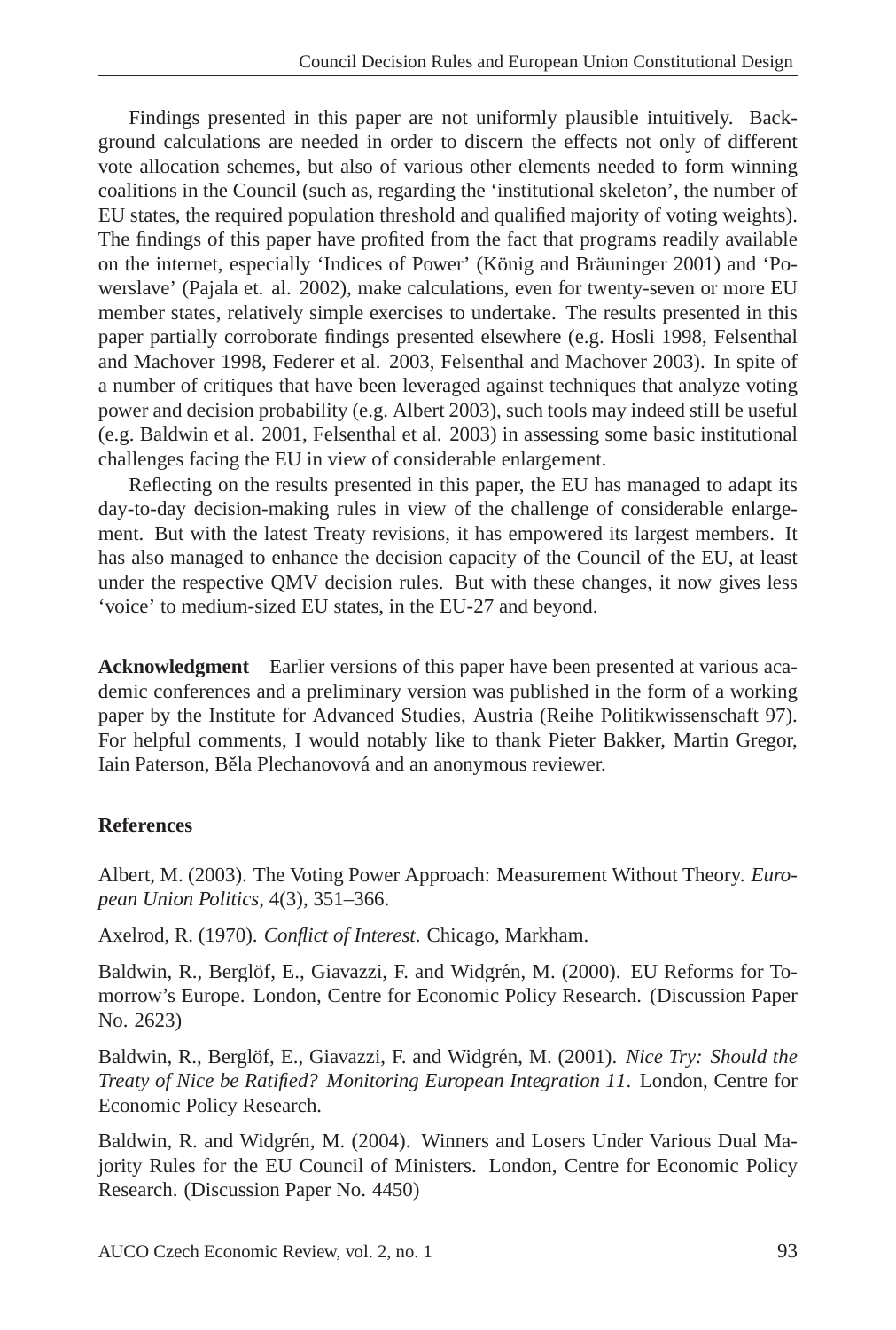Findings presented in this paper are not uniformly plausible intuitively. Background calculations are needed in order to discern the effects not only of different vote allocation schemes, but also of various other elements needed to form winning coalitions in the Council (such as, regarding the 'institutional skeleton', the number of EU states, the required population threshold and qualified majority of voting weights). The findings of this paper have profited from the fact that programs readily available on the internet, especially 'Indices of Power' (König and Bräuninger 2001) and 'Powerslave' (Pajala et. al. 2002), make calculations, even for twenty-seven or more EU member states, relatively simple exercises to undertake. The results presented in this paper partially corroborate findings presented elsewhere (e.g. Hosli 1998, Felsenthal and Machover 1998, Federer et al. 2003, Felsenthal and Machover 2003). In spite of a number of critiques that have been leveraged against techniques that analyze voting power and decision probability (e.g. Albert 2003), such tools may indeed still be useful (e.g. Baldwin et al. 2001, Felsenthal et al. 2003) in assessing some basic institutional challenges facing the EU in view of considerable enlargement.

Reflecting on the results presented in this paper, the EU has managed to adapt its day-to-day decision-making rules in view of the challenge of considerable enlargement. But with the latest Treaty revisions, it has empowered its largest members. It has also managed to enhance the decision capacity of the Council of the EU, at least under the respective QMV decision rules. But with these changes, it now gives less 'voice' to medium-sized EU states, in the EU-27 and beyond.

**Acknowledgment** Earlier versions of this paper have been presented at various academic conferences and a preliminary version was published in the form of a working paper by the Institute for Advanced Studies, Austria (Reihe Politikwissenschaft 97). For helpful comments, I would notably like to thank Pieter Bakker, Martin Gregor, Iain Paterson, Běla Plechanovová and an anonymous reviewer.

## References

Albert, M. (2003). The Voting Power Approach: Measurement Without Theory. *European Union Politics*, 4(3), 351–366.

Axelrod, R. (1970). *Conflict of Interest*. Chicago, Markham.

Baldwin, R., Berglöf, E., Giavazzi, F. and Widgrén, M. (2000). EU Reforms for Tomorrow's Europe. London, Centre for Economic Policy Research. (Discussion Paper No. 2623)

Baldwin, R., Berglöf, E., Giavazzi, F. and Widgrén, M. (2001). *Nice Try: Should the Treaty of Nice be Ratified? Monitoring European Integration 11*. London, Centre for Economic Policy Research.

Baldwin, R. and Widgrén, M. (2004). Winners and Losers Under Various Dual Majority Rules for the EU Council of Ministers. London, Centre for Economic Policy Research. (Discussion Paper No. 4450)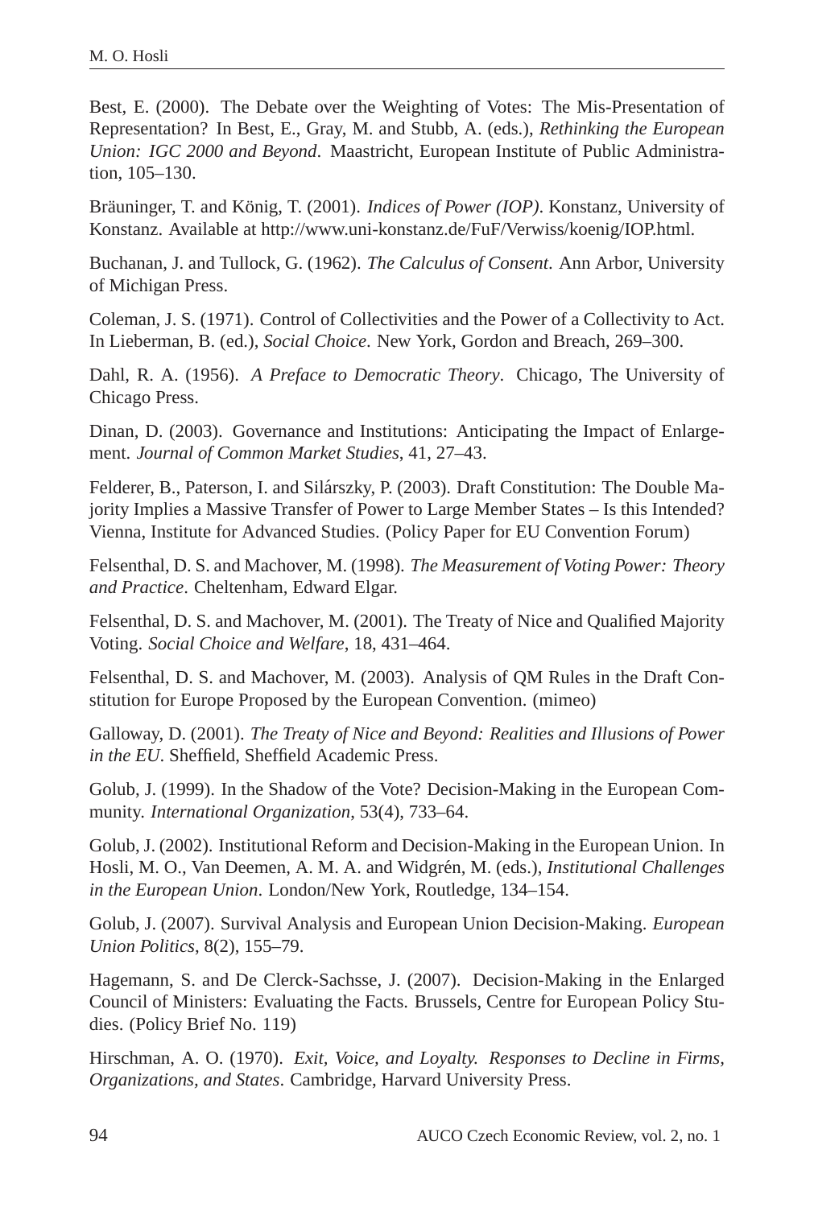Best, E. (2000). The Debate over the Weighting of Votes: The Mis-Presentation of Representation? In Best, E., Gray, M. and Stubb, A. (eds.), *Rethinking the European Union: IGC 2000 and Beyond*. Maastricht, European Institute of Public Administration, 105–130.

Bräuninger, T. and König, T. (2001). *Indices of Power (IOP)*. Konstanz, University of Konstanz. Available at http://www.uni-konstanz.de/FuF/Verwiss/koenig/IOP.html.

Buchanan, J. and Tullock, G. (1962). *The Calculus of Consent*. Ann Arbor, University of Michigan Press.

Coleman, J. S. (1971). Control of Collectivities and the Power of a Collectivity to Act. In Lieberman, B. (ed.), *Social Choice*. New York, Gordon and Breach, 269–300.

Dahl, R. A. (1956). *A Preface to Democratic Theory*. Chicago, The University of Chicago Press.

Dinan, D. (2003). Governance and Institutions: Anticipating the Impact of Enlargement. *Journal of Common Market Studies*, 41, 27–43.

Felderer, B., Paterson, I. and Silárszky, P. (2003). Draft Constitution: The Double Majority Implies a Massive Transfer of Power to Large Member States – Is this Intended? Vienna, Institute for Advanced Studies. (Policy Paper for EU Convention Forum)

Felsenthal, D. S. and Machover, M. (1998). *The Measurement of Voting Power: Theory and Practice*. Cheltenham, Edward Elgar.

Felsenthal, D. S. and Machover, M. (2001). The Treaty of Nice and Qualified Majority Voting. *Social Choice and Welfare*, 18, 431–464.

Felsenthal, D. S. and Machover, M. (2003). Analysis of QM Rules in the Draft Constitution for Europe Proposed by the European Convention. (mimeo)

Galloway, D. (2001). *The Treaty of Nice and Beyond: Realities and Illusions of Power in the EU*. Sheffield, Sheffield Academic Press.

Golub, J. (1999). In the Shadow of the Vote? Decision-Making in the European Community. *International Organization*, 53(4), 733–64.

Golub, J. (2002). Institutional Reform and Decision-Making in the European Union. In Hosli, M. O., Van Deemen, A. M. A. and Widgrén, M. (eds.), *Institutional Challenges in the European Union*. London/New York, Routledge, 134–154.

Golub, J. (2007). Survival Analysis and European Union Decision-Making. *European Union Politics*, 8(2), 155–79.

Hagemann, S. and De Clerck-Sachsse, J. (2007). Decision-Making in the Enlarged Council of Ministers: Evaluating the Facts. Brussels, Centre for European Policy Studies. (Policy Brief No. 119)

Hirschman, A. O. (1970). *Exit, Voice, and Loyalty. Responses to Decline in Firms, Organizations, and States*. Cambridge, Harvard University Press.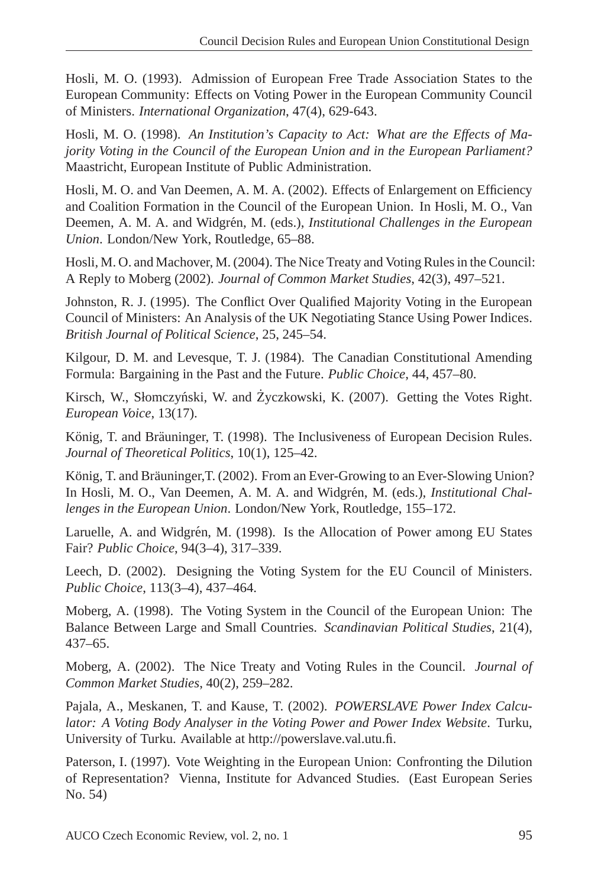Hosli, M. O. (1993). Admission of European Free Trade Association States to the European Community: Effects on Voting Power in the European Community Council of Ministers. *International Organization*, 47(4), 629-643.

Hosli, M. O. (1998). *An Institution's Capacity to Act: What are the Effects of Majority Voting in the Council of the European Union and in the European Parliament?* Maastricht, European Institute of Public Administration.

Hosli, M. O. and Van Deemen, A. M. A. (2002). Effects of Enlargement on Efficiency and Coalition Formation in the Council of the European Union. In Hosli, M. O., Van Deemen, A. M. A. and Widgrén, M. (eds.), *Institutional Challenges in the European Union*. London/New York, Routledge, 65–88.

Hosli, M. O. and Machover, M. (2004). The Nice Treaty and Voting Rules in the Council: A Reply to Moberg (2002). *Journal of Common Market Studies*, 42(3), 497–521.

Johnston, R. J. (1995). The Conflict Over Qualified Majority Voting in the European Council of Ministers: An Analysis of the UK Negotiating Stance Using Power Indices. *British Journal of Political Science*, 25, 245–54.

Kilgour, D. M. and Levesque, T. J. (1984). The Canadian Constitutional Amending Formula: Bargaining in the Past and the Future. *Public Choice*, 44, 457–80.

Kirsch, W., Słomczyński, W. and Życzkowski, K. (2007). Getting the Votes Right. *European Voice*, 13(17).

König, T. and Bräuninger, T. (1998). The Inclusiveness of European Decision Rules. *Journal of Theoretical Politics*, 10(1), 125–42.

König, T. and Bräuninger,T. (2002). From an Ever-Growing to an Ever-Slowing Union? In Hosli, M. O., Van Deemen, A. M. A. and Widgrén, M. (eds.), *Institutional Challenges in the European Union*. London/New York, Routledge, 155–172.

Laruelle, A. and Widgrén, M. (1998). Is the Allocation of Power among EU States Fair? *Public Choice*, 94(3–4), 317–339.

Leech, D. (2002). Designing the Voting System for the EU Council of Ministers. *Public Choice*, 113(3–4), 437–464.

Moberg, A. (1998). The Voting System in the Council of the European Union: The Balance Between Large and Small Countries. *Scandinavian Political Studies*, 21(4), 437–65.

Moberg, A. (2002). The Nice Treaty and Voting Rules in the Council. *Journal of Common Market Studies*, 40(2), 259–282.

Pajala, A., Meskanen, T. and Kause, T. (2002). *POWERSLAVE Power Index Calculator: A Voting Body Analyser in the Voting Power and Power Index Website*. Turku, University of Turku. Available at http://powerslave.val.utu.fi.

Paterson, I. (1997). Vote Weighting in the European Union: Confronting the Dilution of Representation? Vienna, Institute for Advanced Studies. (East European Series No. 54)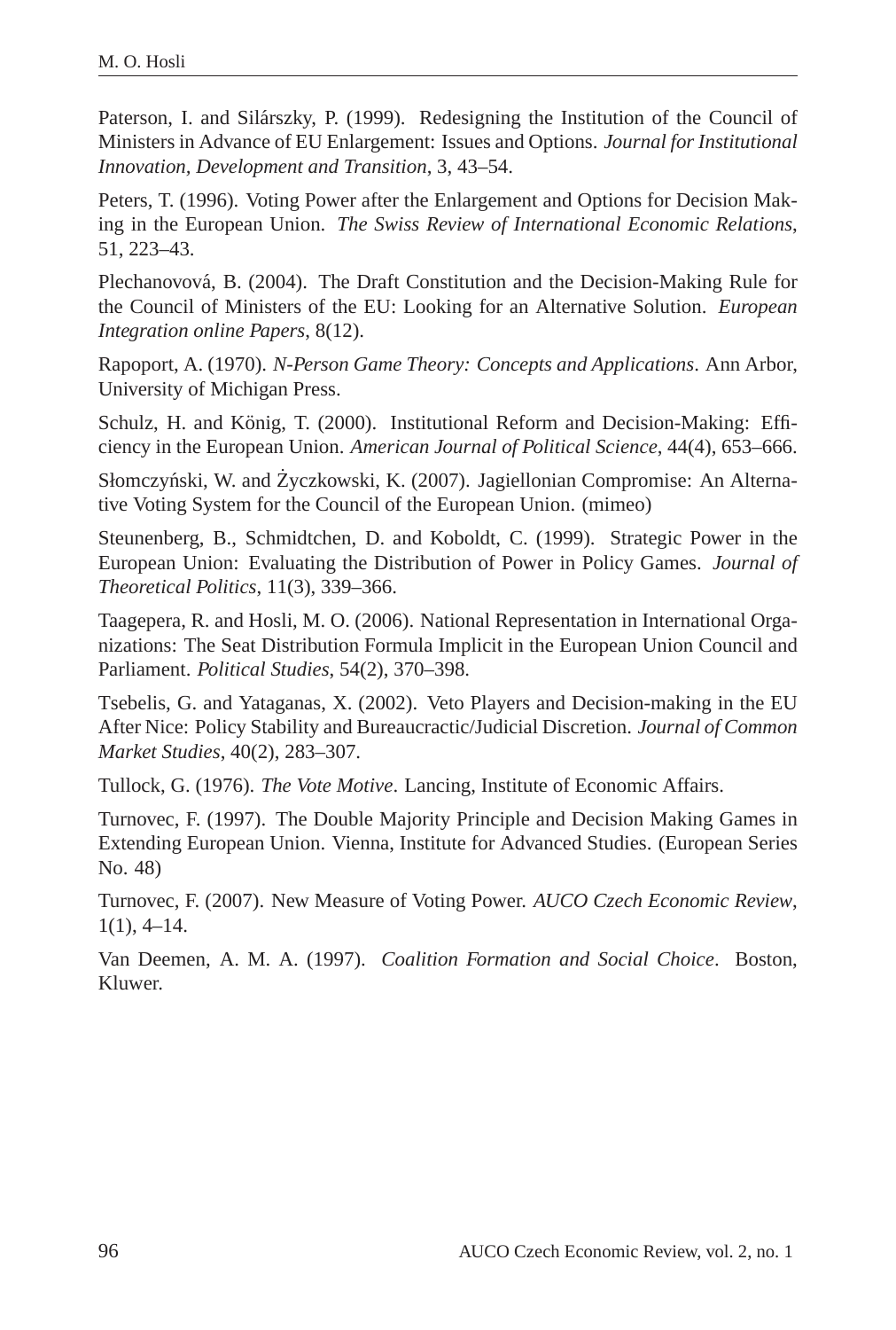Paterson, I. and Silárszky, P. (1999). Redesigning the Institution of the Council of Ministers in Advance of EU Enlargement: Issues and Options. *Journal for Institutional Innovation, Development and Transition*, 3, 43–54.

Peters, T. (1996). Voting Power after the Enlargement and Options for Decision Making in the European Union. *The Swiss Review of International Economic Relations*, 51, 223–43.

Plechanovová, B. (2004). The Draft Constitution and the Decision-Making Rule for the Council of Ministers of the EU: Looking for an Alternative Solution. *European Integration online Papers*, 8(12).

Rapoport, A. (1970). *N-Person Game Theory: Concepts and Applications*. Ann Arbor, University of Michigan Press.

Schulz, H. and König, T. (2000). Institutional Reform and Decision-Making: Efficiency in the European Union. *American Journal of Political Science*, 44(4), 653–666.

Słomczyński, W. and Życzkowski, K. (2007). Jagiellonian Compromise: An Alternative Voting System for the Council of the European Union. (mimeo)

Steunenberg, B., Schmidtchen, D. and Koboldt, C. (1999). Strategic Power in the European Union: Evaluating the Distribution of Power in Policy Games. *Journal of Theoretical Politics*, 11(3), 339–366.

Taagepera, R. and Hosli, M. O. (2006). National Representation in International Organizations: The Seat Distribution Formula Implicit in the European Union Council and Parliament. *Political Studies*, 54(2), 370–398.

Tsebelis, G. and Yataganas, X. (2002). Veto Players and Decision-making in the EU After Nice: Policy Stability and Bureaucractic/Judicial Discretion. *Journal of Common Market Studies*, 40(2), 283–307.

Tullock, G. (1976). *The Vote Motive*. Lancing, Institute of Economic Affairs.

Turnovec, F. (1997). The Double Majority Principle and Decision Making Games in Extending European Union. Vienna, Institute for Advanced Studies. (European Series No. 48)

Turnovec, F. (2007). New Measure of Voting Power. *AUCO Czech Economic Review*, 1(1), 4–14.

Van Deemen, A. M. A. (1997). *Coalition Formation and Social Choice*. Boston, Kluwer.